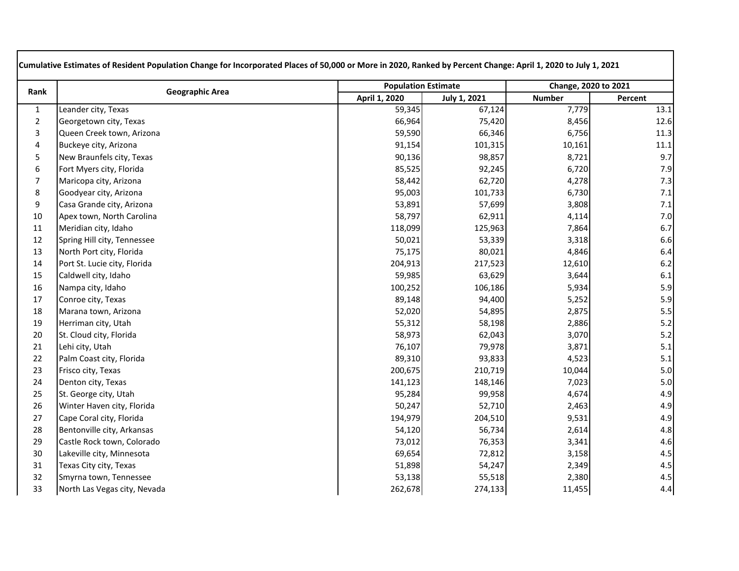**Cumulative Estimates of Resident Population Change for Incorporated Places of 50,000 or More in 2020, Ranked by Percent Change: April 1, 2020 to July 1, 2021**

| Rank | Geographic Area | Population Estimate | | Change, 2020 to 2021 | |
|---|---|---|---|---|---|
| | | April 1, 2020 | July 1, 2021 | Number | Percent |
| 1 | Leander city, Texas | 59,345 | 67,124 | 7,779 | 13.1 |
| 2 | Georgetown city, Texas | 66,964 | 75,420 | 8,456 | 12.6 |
| 3 | Queen Creek town, Arizona | 59,590 | 66,346 | 6,756 | 11.3 |
| 4 | Buckeye city, Arizona | 91,154 | 101,315 | 10,161 | 11.1 |
| 5 | New Braunfels city, Texas | 90,136 | 98,857 | 8,721 | 9.7 |
| 6 | Fort Myers city, Florida | 85,525 | 92,245 | 6,720 | 7.9 |
| 7 | Maricopa city, Arizona | 58,442 | 62,720 | 4,278 | 7.3 |
| 8 | Goodyear city, Arizona | 95,003 | 101,733 | 6,730 | 7.1 |
| 9 | Casa Grande city, Arizona | 53,891 | 57,699 | 3,808 | 7.1 |
| 10 | Apex town, North Carolina | 58,797 | 62,911 | 4,114 | 7.0 |
| 11 | Meridian city, Idaho | 118,099 | 125,963 | 7,864 | 6.7 |
| 12 | Spring Hill city, Tennessee | 50,021 | 53,339 | 3,318 | 6.6 |
| 13 | North Port city, Florida | 75,175 | 80,021 | 4,846 | 6.4 |
| 14 | Port St. Lucie city, Florida | 204,913 | 217,523 | 12,610 | 6.2 |
| 15 | Caldwell city, Idaho | 59,985 | 63,629 | 3,644 | 6.1 |
| 16 | Nampa city, Idaho | 100,252 | 106,186 | 5,934 | 5.9 |
| 17 | Conroe city, Texas | 89,148 | 94,400 | 5,252 | 5.9 |
| 18 | Marana town, Arizona | 52,020 | 54,895 | 2,875 | 5.5 |
| 19 | Herriman city, Utah | 55,312 | 58,198 | 2,886 | 5.2 |
| 20 | St. Cloud city, Florida | 58,973 | 62,043 | 3,070 | 5.2 |
| 21 | Lehi city, Utah | 76,107 | 79,978 | 3,871 | 5.1 |
| 22 | Palm Coast city, Florida | 89,310 | 93,833 | 4,523 | 5.1 |
| 23 | Frisco city, Texas | 200,675 | 210,719 | 10,044 | 5.0 |
| 24 | Denton city, Texas | 141,123 | 148,146 | 7,023 | 5.0 |
| 25 | St. George city, Utah | 95,284 | 99,958 | 4,674 | 4.9 |
| 26 | Winter Haven city, Florida | 50,247 | 52,710 | 2,463 | 4.9 |
| 27 | Cape Coral city, Florida | 194,979 | 204,510 | 9,531 | 4.9 |
| 28 | Bentonville city, Arkansas | 54,120 | 56,734 | 2,614 | 4.8 |
| 29 | Castle Rock town, Colorado | 73,012 | 76,353 | 3,341 | 4.6 |
| 30 | Lakeville city, Minnesota | 69,654 | 72,812 | 3,158 | 4.5 |
| 31 | Texas City city, Texas | 51,898 | 54,247 | 2,349 | 4.5 |
| 32 | Smyrna town, Tennessee | 53,138 | 55,518 | 2,380 | 4.5 |
| 33 | North Las Vegas city, Nevada | 262,678 | 274,133 | 11,455 | 4.4 |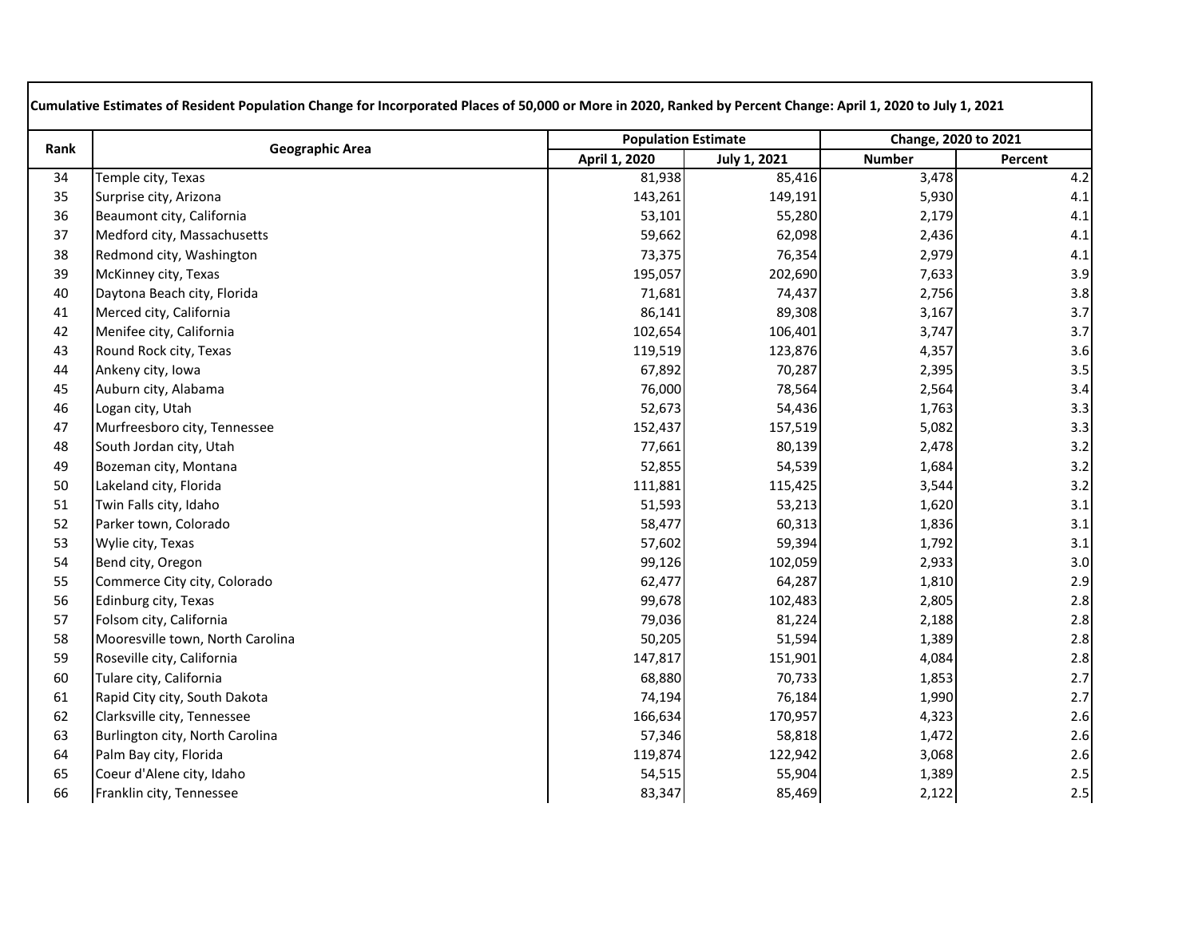**Cumulative Estimates of Resident Population Change for Incorporated Places of 50,000 or More in 2020, Ranked by Percent Change: April 1, 2020 to July 1, 2021**

| Rank | Geographic Area | Population Estimate | | Change, 2020 to 2021 | |
|---|---|---|---|---|---|
| | | April 1, 2020 | July 1, 2021 | Number | Percent |
| 34 | Temple city, Texas | 81,938 | 85,416 | 3,478 | 4.2 |
| 35 | Surprise city, Arizona | 143,261 | 149,191 | 5,930 | 4.1 |
| 36 | Beaumont city, California | 53,101 | 55,280 | 2,179 | 4.1 |
| 37 | Medford city, Massachusetts | 59,662 | 62,098 | 2,436 | 4.1 |
| 38 | Redmond city, Washington | 73,375 | 76,354 | 2,979 | 4.1 |
| 39 | McKinney city, Texas | 195,057 | 202,690 | 7,633 | 3.9 |
| 40 | Daytona Beach city, Florida | 71,681 | 74,437 | 2,756 | 3.8 |
| 41 | Merced city, California | 86,141 | 89,308 | 3,167 | 3.7 |
| 42 | Menifee city, California | 102,654 | 106,401 | 3,747 | 3.7 |
| 43 | Round Rock city, Texas | 119,519 | 123,876 | 4,357 | 3.6 |
| 44 | Ankeny city, Iowa | 67,892 | 70,287 | 2,395 | 3.5 |
| 45 | Auburn city, Alabama | 76,000 | 78,564 | 2,564 | 3.4 |
| 46 | Logan city, Utah | 52,673 | 54,436 | 1,763 | 3.3 |
| 47 | Murfreesboro city, Tennessee | 152,437 | 157,519 | 5,082 | 3.3 |
| 48 | South Jordan city, Utah | 77,661 | 80,139 | 2,478 | 3.2 |
| 49 | Bozeman city, Montana | 52,855 | 54,539 | 1,684 | 3.2 |
| 50 | Lakeland city, Florida | 111,881 | 115,425 | 3,544 | 3.2 |
| 51 | Twin Falls city, Idaho | 51,593 | 53,213 | 1,620 | 3.1 |
| 52 | Parker town, Colorado | 58,477 | 60,313 | 1,836 | 3.1 |
| 53 | Wylie city, Texas | 57,602 | 59,394 | 1,792 | 3.1 |
| 54 | Bend city, Oregon | 99,126 | 102,059 | 2,933 | 3.0 |
| 55 | Commerce City city, Colorado | 62,477 | 64,287 | 1,810 | 2.9 |
| 56 | Edinburg city, Texas | 99,678 | 102,483 | 2,805 | 2.8 |
| 57 | Folsom city, California | 79,036 | 81,224 | 2,188 | 2.8 |
| 58 | Mooresville town, North Carolina | 50,205 | 51,594 | 1,389 | 2.8 |
| 59 | Roseville city, California | 147,817 | 151,901 | 4,084 | 2.8 |
| 60 | Tulare city, California | 68,880 | 70,733 | 1,853 | 2.7 |
| 61 | Rapid City city, South Dakota | 74,194 | 76,184 | 1,990 | 2.7 |
| 62 | Clarksville city, Tennessee | 166,634 | 170,957 | 4,323 | 2.6 |
| 63 | Burlington city, North Carolina | 57,346 | 58,818 | 1,472 | 2.6 |
| 64 | Palm Bay city, Florida | 119,874 | 122,942 | 3,068 | 2.6 |
| 65 | Coeur d'Alene city, Idaho | 54,515 | 55,904 | 1,389 | 2.5 |
| 66 | Franklin city, Tennessee | 83,347 | 85,469 | 2,122 | 2.5 |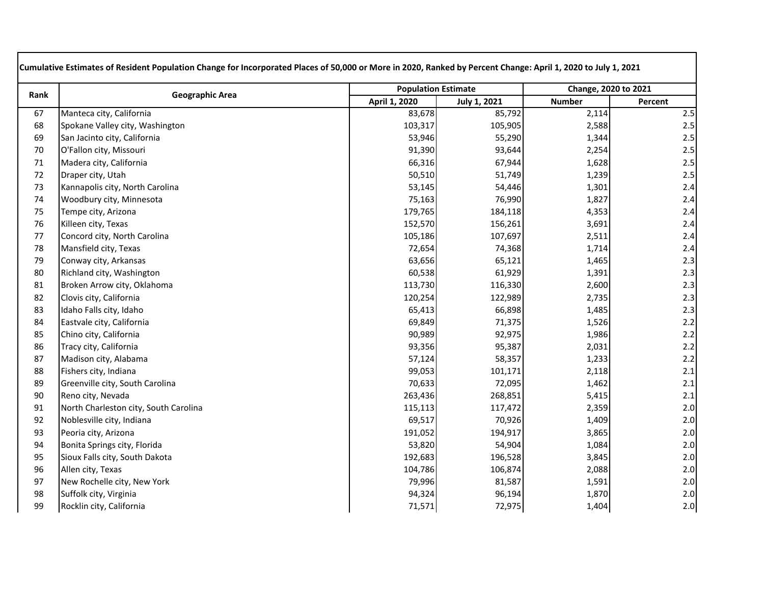| Cumulative Estimates of Resident Population Change for Incorporated Places of 50,000 or More in 2020, Ranked by Percent Change: April 1, 2020 to July 1, 2021 | | | | | |
|---|---|---|---|---|---|
| Rank | Geographic Area | Population Estimate | | Change, 2020 to 2021 | |
| | | April 1, 2020 | July 1, 2021 | Number | Percent |
| 67 | Manteca city, California | 83,678 | 85,792 | 2,114 | 2.5 |
| 68 | Spokane Valley city, Washington | 103,317 | 105,905 | 2,588 | 2.5 |
| 69 | San Jacinto city, California | 53,946 | 55,290 | 1,344 | 2.5 |
| 70 | O'Fallon city, Missouri | 91,390 | 93,644 | 2,254 | 2.5 |
| 71 | Madera city, California | 66,316 | 67,944 | 1,628 | 2.5 |
| 72 | Draper city, Utah | 50,510 | 51,749 | 1,239 | 2.5 |
| 73 | Kannapolis city, North Carolina | 53,145 | 54,446 | 1,301 | 2.4 |
| 74 | Woodbury city, Minnesota | 75,163 | 76,990 | 1,827 | 2.4 |
| 75 | Tempe city, Arizona | 179,765 | 184,118 | 4,353 | 2.4 |
| 76 | Killeen city, Texas | 152,570 | 156,261 | 3,691 | 2.4 |
| 77 | Concord city, North Carolina | 105,186 | 107,697 | 2,511 | 2.4 |
| 78 | Mansfield city, Texas | 72,654 | 74,368 | 1,714 | 2.4 |
| 79 | Conway city, Arkansas | 63,656 | 65,121 | 1,465 | 2.3 |
| 80 | Richland city, Washington | 60,538 | 61,929 | 1,391 | 2.3 |
| 81 | Broken Arrow city, Oklahoma | 113,730 | 116,330 | 2,600 | 2.3 |
| 82 | Clovis city, California | 120,254 | 122,989 | 2,735 | 2.3 |
| 83 | Idaho Falls city, Idaho | 65,413 | 66,898 | 1,485 | 2.3 |
| 84 | Eastvale city, California | 69,849 | 71,375 | 1,526 | 2.2 |
| 85 | Chino city, California | 90,989 | 92,975 | 1,986 | 2.2 |
| 86 | Tracy city, California | 93,356 | 95,387 | 2,031 | 2.2 |
| 87 | Madison city, Alabama | 57,124 | 58,357 | 1,233 | 2.2 |
| 88 | Fishers city, Indiana | 99,053 | 101,171 | 2,118 | 2.1 |
| 89 | Greenville city, South Carolina | 70,633 | 72,095 | 1,462 | 2.1 |
| 90 | Reno city, Nevada | 263,436 | 268,851 | 5,415 | 2.1 |
| 91 | North Charleston city, South Carolina | 115,113 | 117,472 | 2,359 | 2.0 |
| 92 | Noblesville city, Indiana | 69,517 | 70,926 | 1,409 | 2.0 |
| 93 | Peoria city, Arizona | 191,052 | 194,917 | 3,865 | 2.0 |
| 94 | Bonita Springs city, Florida | 53,820 | 54,904 | 1,084 | 2.0 |
| 95 | Sioux Falls city, South Dakota | 192,683 | 196,528 | 3,845 | 2.0 |
| 96 | Allen city, Texas | 104,786 | 106,874 | 2,088 | 2.0 |
| 97 | New Rochelle city, New York | 79,996 | 81,587 | 1,591 | 2.0 |
| 98 | Suffolk city, Virginia | 94,324 | 96,194 | 1,870 | 2.0 |
| 99 | Rocklin city, California | 71,571 | 72,975 | 1,404 | 2.0 |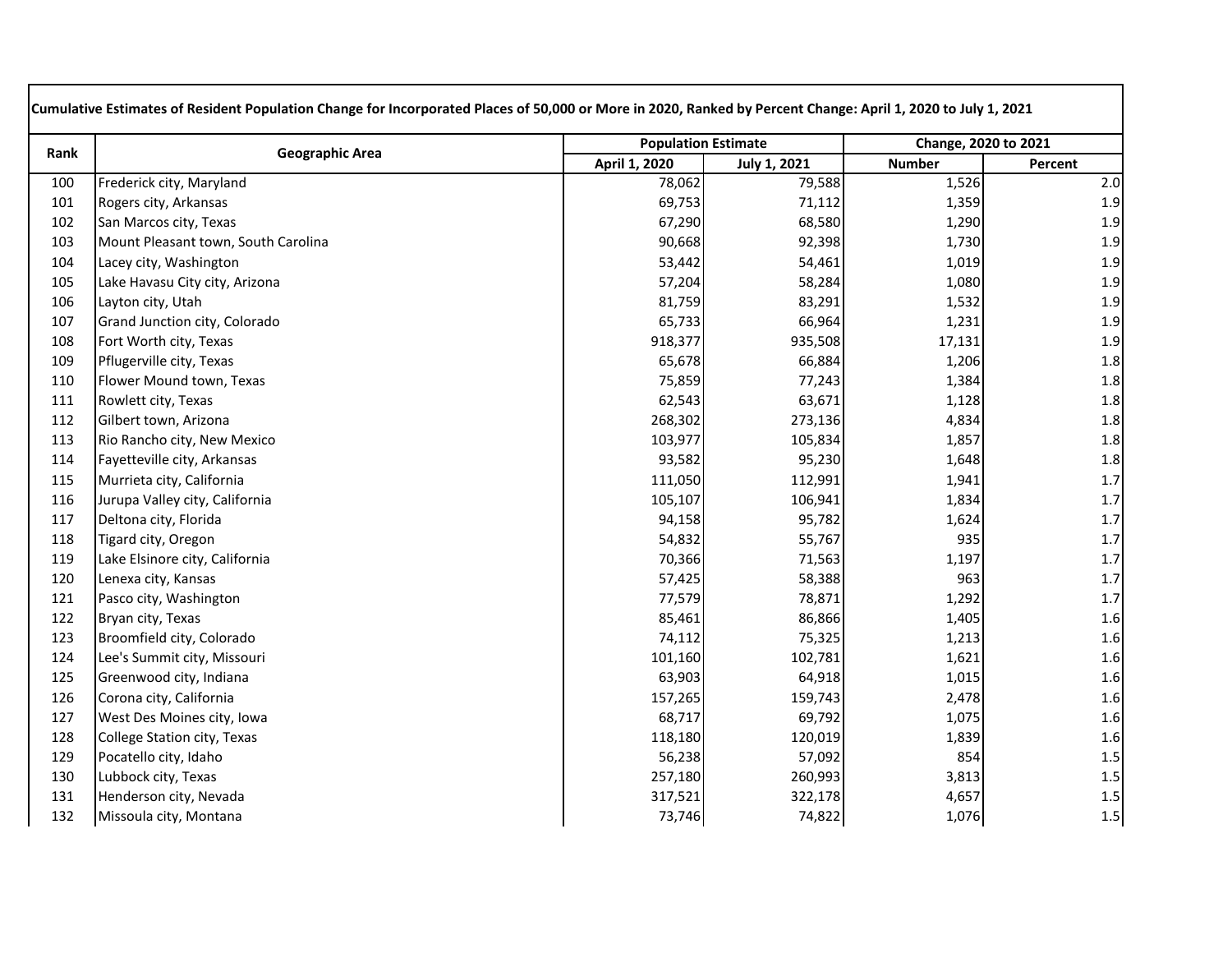**Cumulative Estimates of Resident Population Change for Incorporated Places of 50,000 or More in 2020, Ranked by Percent Change: April 1, 2020 to July 1, 2021**

| Rank | Geographic Area | Population Estimate | | Change, 2020 to 2021 | |
|---|---|---|---|---|---|
| | | April 1, 2020 | July 1, 2021 | Number | Percent |
| 100 | Frederick city, Maryland | 78,062 | 79,588 | 1,526 | 2.0 |
| 101 | Rogers city, Arkansas | 69,753 | 71,112 | 1,359 | 1.9 |
| 102 | San Marcos city, Texas | 67,290 | 68,580 | 1,290 | 1.9 |
| 103 | Mount Pleasant town, South Carolina | 90,668 | 92,398 | 1,730 | 1.9 |
| 104 | Lacey city, Washington | 53,442 | 54,461 | 1,019 | 1.9 |
| 105 | Lake Havasu City city, Arizona | 57,204 | 58,284 | 1,080 | 1.9 |
| 106 | Layton city, Utah | 81,759 | 83,291 | 1,532 | 1.9 |
| 107 | Grand Junction city, Colorado | 65,733 | 66,964 | 1,231 | 1.9 |
| 108 | Fort Worth city, Texas | 918,377 | 935,508 | 17,131 | 1.9 |
| 109 | Pflugerville city, Texas | 65,678 | 66,884 | 1,206 | 1.8 |
| 110 | Flower Mound town, Texas | 75,859 | 77,243 | 1,384 | 1.8 |
| 111 | Rowlett city, Texas | 62,543 | 63,671 | 1,128 | 1.8 |
| 112 | Gilbert town, Arizona | 268,302 | 273,136 | 4,834 | 1.8 |
| 113 | Rio Rancho city, New Mexico | 103,977 | 105,834 | 1,857 | 1.8 |
| 114 | Fayetteville city, Arkansas | 93,582 | 95,230 | 1,648 | 1.8 |
| 115 | Murrieta city, California | 111,050 | 112,991 | 1,941 | 1.7 |
| 116 | Jurupa Valley city, California | 105,107 | 106,941 | 1,834 | 1.7 |
| 117 | Deltona city, Florida | 94,158 | 95,782 | 1,624 | 1.7 |
| 118 | Tigard city, Oregon | 54,832 | 55,767 | 935 | 1.7 |
| 119 | Lake Elsinore city, California | 70,366 | 71,563 | 1,197 | 1.7 |
| 120 | Lenexa city, Kansas | 57,425 | 58,388 | 963 | 1.7 |
| 121 | Pasco city, Washington | 77,579 | 78,871 | 1,292 | 1.7 |
| 122 | Bryan city, Texas | 85,461 | 86,866 | 1,405 | 1.6 |
| 123 | Broomfield city, Colorado | 74,112 | 75,325 | 1,213 | 1.6 |
| 124 | Lee's Summit city, Missouri | 101,160 | 102,781 | 1,621 | 1.6 |
| 125 | Greenwood city, Indiana | 63,903 | 64,918 | 1,015 | 1.6 |
| 126 | Corona city, California | 157,265 | 159,743 | 2,478 | 1.6 |
| 127 | West Des Moines city, Iowa | 68,717 | 69,792 | 1,075 | 1.6 |
| 128 | College Station city, Texas | 118,180 | 120,019 | 1,839 | 1.6 |
| 129 | Pocatello city, Idaho | 56,238 | 57,092 | 854 | 1.5 |
| 130 | Lubbock city, Texas | 257,180 | 260,993 | 3,813 | 1.5 |
| 131 | Henderson city, Nevada | 317,521 | 322,178 | 4,657 | 1.5 |
| 132 | Missoula city, Montana | 73,746 | 74,822 | 1,076 | 1.5 |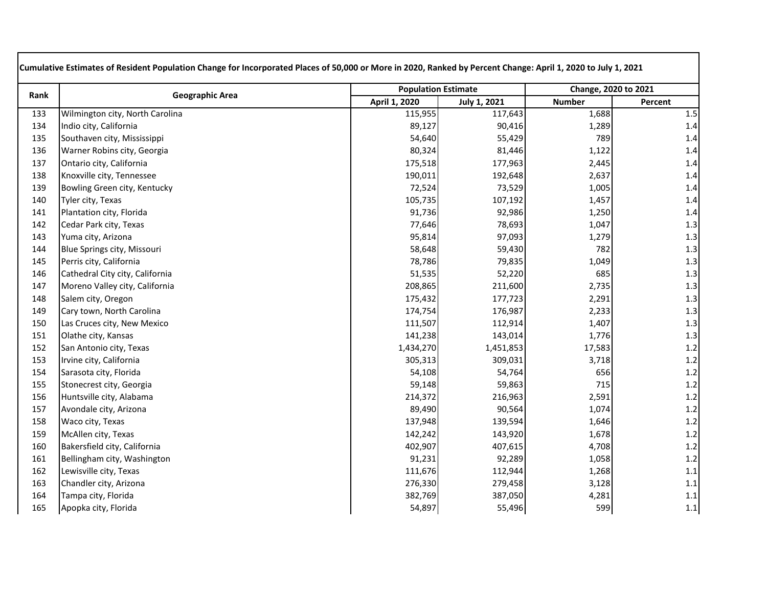**Cumulative Estimates of Resident Population Change for Incorporated Places of 50,000 or More in 2020, Ranked by Percent Change: April 1, 2020 to July 1, 2021**

| Rank | Geographic Area | Population Estimate | | Change, 2020 to 2021 | |
|---|---|---|---|---|---|
| | | April 1, 2020 | July 1, 2021 | Number | Percent |
| 133 | Wilmington city, North Carolina | 115,955 | 117,643 | 1,688 | 1.5 |
| 134 | Indio city, California | 89,127 | 90,416 | 1,289 | 1.4 |
| 135 | Southaven city, Mississippi | 54,640 | 55,429 | 789 | 1.4 |
| 136 | Warner Robins city, Georgia | 80,324 | 81,446 | 1,122 | 1.4 |
| 137 | Ontario city, California | 175,518 | 177,963 | 2,445 | 1.4 |
| 138 | Knoxville city, Tennessee | 190,011 | 192,648 | 2,637 | 1.4 |
| 139 | Bowling Green city, Kentucky | 72,524 | 73,529 | 1,005 | 1.4 |
| 140 | Tyler city, Texas | 105,735 | 107,192 | 1,457 | 1.4 |
| 141 | Plantation city, Florida | 91,736 | 92,986 | 1,250 | 1.4 |
| 142 | Cedar Park city, Texas | 77,646 | 78,693 | 1,047 | 1.3 |
| 143 | Yuma city, Arizona | 95,814 | 97,093 | 1,279 | 1.3 |
| 144 | Blue Springs city, Missouri | 58,648 | 59,430 | 782 | 1.3 |
| 145 | Perris city, California | 78,786 | 79,835 | 1,049 | 1.3 |
| 146 | Cathedral City city, California | 51,535 | 52,220 | 685 | 1.3 |
| 147 | Moreno Valley city, California | 208,865 | 211,600 | 2,735 | 1.3 |
| 148 | Salem city, Oregon | 175,432 | 177,723 | 2,291 | 1.3 |
| 149 | Cary town, North Carolina | 174,754 | 176,987 | 2,233 | 1.3 |
| 150 | Las Cruces city, New Mexico | 111,507 | 112,914 | 1,407 | 1.3 |
| 151 | Olathe city, Kansas | 141,238 | 143,014 | 1,776 | 1.3 |
| 152 | San Antonio city, Texas | 1,434,270 | 1,451,853 | 17,583 | 1.2 |
| 153 | Irvine city, California | 305,313 | 309,031 | 3,718 | 1.2 |
| 154 | Sarasota city, Florida | 54,108 | 54,764 | 656 | 1.2 |
| 155 | Stonecrest city, Georgia | 59,148 | 59,863 | 715 | 1.2 |
| 156 | Huntsville city, Alabama | 214,372 | 216,963 | 2,591 | 1.2 |
| 157 | Avondale city, Arizona | 89,490 | 90,564 | 1,074 | 1.2 |
| 158 | Waco city, Texas | 137,948 | 139,594 | 1,646 | 1.2 |
| 159 | McAllen city, Texas | 142,242 | 143,920 | 1,678 | 1.2 |
| 160 | Bakersfield city, California | 402,907 | 407,615 | 4,708 | 1.2 |
| 161 | Bellingham city, Washington | 91,231 | 92,289 | 1,058 | 1.2 |
| 162 | Lewisville city, Texas | 111,676 | 112,944 | 1,268 | 1.1 |
| 163 | Chandler city, Arizona | 276,330 | 279,458 | 3,128 | 1.1 |
| 164 | Tampa city, Florida | 382,769 | 387,050 | 4,281 | 1.1 |
| 165 | Apopka city, Florida | 54,897 | 55,496 | 599 | 1.1 |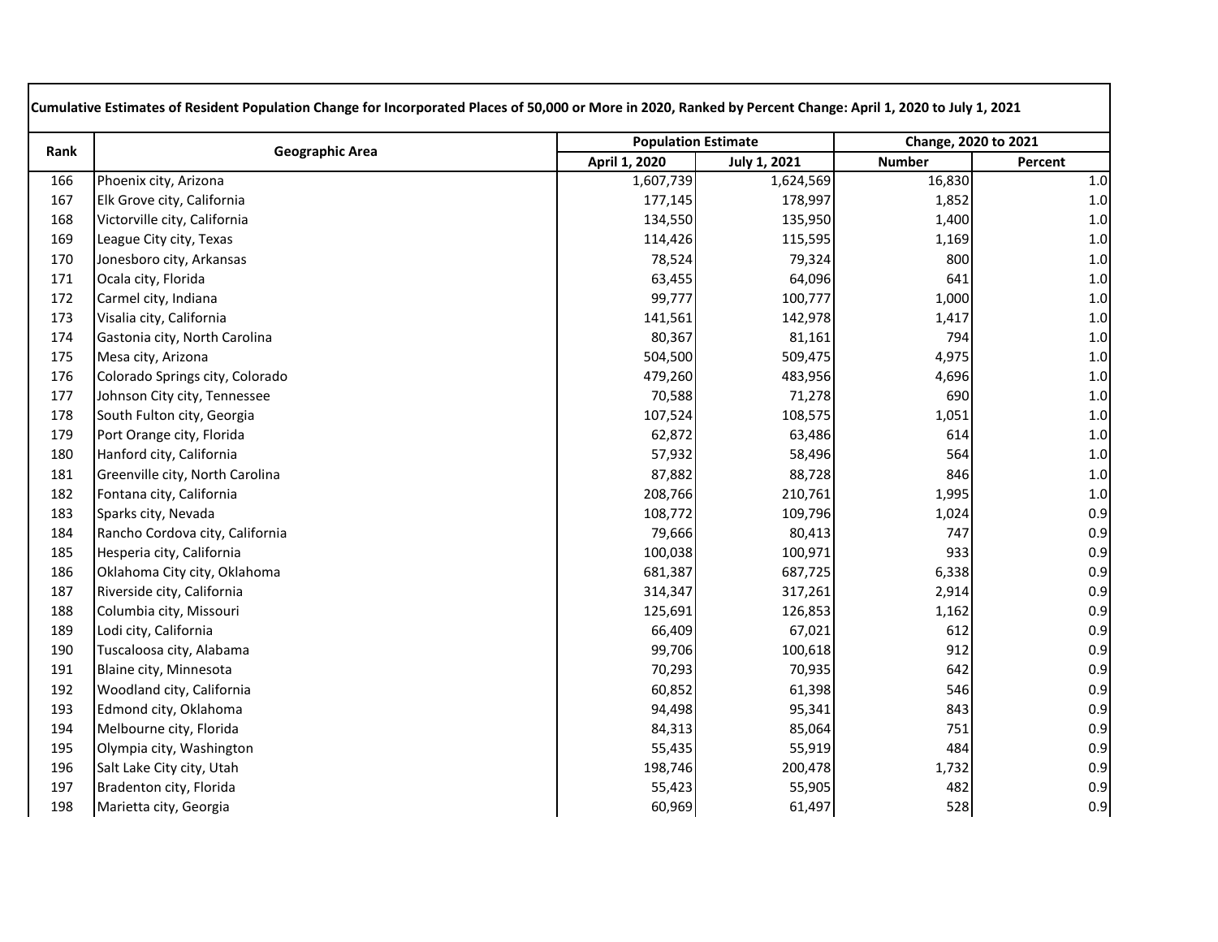**Cumulative Estimates of Resident Population Change for Incorporated Places of 50,000 or More in 2020, Ranked by Percent Change: April 1, 2020 to July 1, 2021**

| Rank | Geographic Area | Population Estimate | | Change, 2020 to 2021 | |
|---|---|---|---|---|---|
| | | April 1, 2020 | July 1, 2021 | Number | Percent |
| 166 | Phoenix city, Arizona | 1,607,739 | 1,624,569 | 16,830 | 1.0 |
| 167 | Elk Grove city, California | 177,145 | 178,997 | 1,852 | 1.0 |
| 168 | Victorville city, California | 134,550 | 135,950 | 1,400 | 1.0 |
| 169 | League City city, Texas | 114,426 | 115,595 | 1,169 | 1.0 |
| 170 | Jonesboro city, Arkansas | 78,524 | 79,324 | 800 | 1.0 |
| 171 | Ocala city, Florida | 63,455 | 64,096 | 641 | 1.0 |
| 172 | Carmel city, Indiana | 99,777 | 100,777 | 1,000 | 1.0 |
| 173 | Visalia city, California | 141,561 | 142,978 | 1,417 | 1.0 |
| 174 | Gastonia city, North Carolina | 80,367 | 81,161 | 794 | 1.0 |
| 175 | Mesa city, Arizona | 504,500 | 509,475 | 4,975 | 1.0 |
| 176 | Colorado Springs city, Colorado | 479,260 | 483,956 | 4,696 | 1.0 |
| 177 | Johnson City city, Tennessee | 70,588 | 71,278 | 690 | 1.0 |
| 178 | South Fulton city, Georgia | 107,524 | 108,575 | 1,051 | 1.0 |
| 179 | Port Orange city, Florida | 62,872 | 63,486 | 614 | 1.0 |
| 180 | Hanford city, California | 57,932 | 58,496 | 564 | 1.0 |
| 181 | Greenville city, North Carolina | 87,882 | 88,728 | 846 | 1.0 |
| 182 | Fontana city, California | 208,766 | 210,761 | 1,995 | 1.0 |
| 183 | Sparks city, Nevada | 108,772 | 109,796 | 1,024 | 0.9 |
| 184 | Rancho Cordova city, California | 79,666 | 80,413 | 747 | 0.9 |
| 185 | Hesperia city, California | 100,038 | 100,971 | 933 | 0.9 |
| 186 | Oklahoma City city, Oklahoma | 681,387 | 687,725 | 6,338 | 0.9 |
| 187 | Riverside city, California | 314,347 | 317,261 | 2,914 | 0.9 |
| 188 | Columbia city, Missouri | 125,691 | 126,853 | 1,162 | 0.9 |
| 189 | Lodi city, California | 66,409 | 67,021 | 612 | 0.9 |
| 190 | Tuscaloosa city, Alabama | 99,706 | 100,618 | 912 | 0.9 |
| 191 | Blaine city, Minnesota | 70,293 | 70,935 | 642 | 0.9 |
| 192 | Woodland city, California | 60,852 | 61,398 | 546 | 0.9 |
| 193 | Edmond city, Oklahoma | 94,498 | 95,341 | 843 | 0.9 |
| 194 | Melbourne city, Florida | 84,313 | 85,064 | 751 | 0.9 |
| 195 | Olympia city, Washington | 55,435 | 55,919 | 484 | 0.9 |
| 196 | Salt Lake City city, Utah | 198,746 | 200,478 | 1,732 | 0.9 |
| 197 | Bradenton city, Florida | 55,423 | 55,905 | 482 | 0.9 |
| 198 | Marietta city, Georgia | 60,969 | 61,497 | 528 | 0.9 |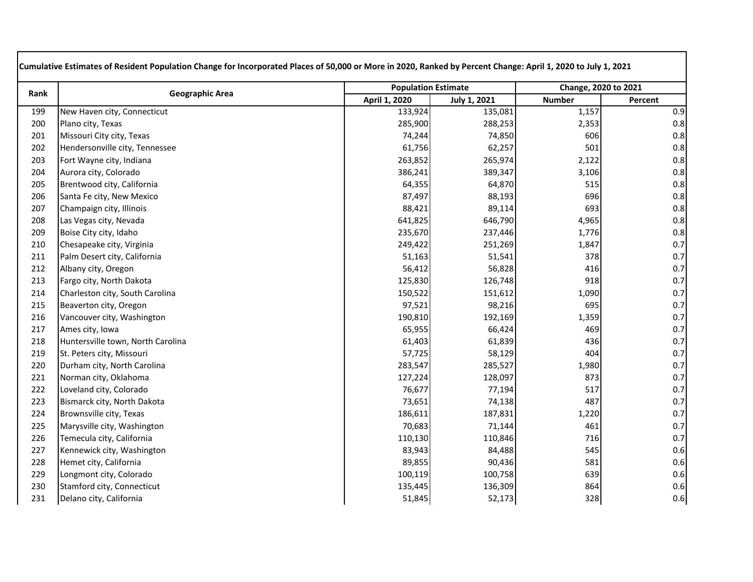| Cumulative Estimates of Resident Population Change for Incorporated Places of 50,000 or More in 2020, Ranked by Percent Change: April 1, 2020 to July 1, 2021 | | | | | |
|---|---|---|---|---|---|
| Rank | Geographic Area | Population Estimate | | Change, 2020 to 2021 | |
| | | April 1, 2020 | July 1, 2021 | Number | Percent |
| 199 | New Haven city, Connecticut | 133,924 | 135,081 | 1,157 | 0.9 |
| 200 | Plano city, Texas | 285,900 | 288,253 | 2,353 | 0.8 |
| 201 | Missouri City city, Texas | 74,244 | 74,850 | 606 | 0.8 |
| 202 | Hendersonville city, Tennessee | 61,756 | 62,257 | 501 | 0.8 |
| 203 | Fort Wayne city, Indiana | 263,852 | 265,974 | 2,122 | 0.8 |
| 204 | Aurora city, Colorado | 386,241 | 389,347 | 3,106 | 0.8 |
| 205 | Brentwood city, California | 64,355 | 64,870 | 515 | 0.8 |
| 206 | Santa Fe city, New Mexico | 87,497 | 88,193 | 696 | 0.8 |
| 207 | Champaign city, Illinois | 88,421 | 89,114 | 693 | 0.8 |
| 208 | Las Vegas city, Nevada | 641,825 | 646,790 | 4,965 | 0.8 |
| 209 | Boise City city, Idaho | 235,670 | 237,446 | 1,776 | 0.8 |
| 210 | Chesapeake city, Virginia | 249,422 | 251,269 | 1,847 | 0.7 |
| 211 | Palm Desert city, California | 51,163 | 51,541 | 378 | 0.7 |
| 212 | Albany city, Oregon | 56,412 | 56,828 | 416 | 0.7 |
| 213 | Fargo city, North Dakota | 125,830 | 126,748 | 918 | 0.7 |
| 214 | Charleston city, South Carolina | 150,522 | 151,612 | 1,090 | 0.7 |
| 215 | Beaverton city, Oregon | 97,521 | 98,216 | 695 | 0.7 |
| 216 | Vancouver city, Washington | 190,810 | 192,169 | 1,359 | 0.7 |
| 217 | Ames city, Iowa | 65,955 | 66,424 | 469 | 0.7 |
| 218 | Huntersville town, North Carolina | 61,403 | 61,839 | 436 | 0.7 |
| 219 | St. Peters city, Missouri | 57,725 | 58,129 | 404 | 0.7 |
| 220 | Durham city, North Carolina | 283,547 | 285,527 | 1,980 | 0.7 |
| 221 | Norman city, Oklahoma | 127,224 | 128,097 | 873 | 0.7 |
| 222 | Loveland city, Colorado | 76,677 | 77,194 | 517 | 0.7 |
| 223 | Bismarck city, North Dakota | 73,651 | 74,138 | 487 | 0.7 |
| 224 | Brownsville city, Texas | 186,611 | 187,831 | 1,220 | 0.7 |
| 225 | Marysville city, Washington | 70,683 | 71,144 | 461 | 0.7 |
| 226 | Temecula city, California | 110,130 | 110,846 | 716 | 0.7 |
| 227 | Kennewick city, Washington | 83,943 | 84,488 | 545 | 0.6 |
| 228 | Hemet city, California | 89,855 | 90,436 | 581 | 0.6 |
| 229 | Longmont city, Colorado | 100,119 | 100,758 | 639 | 0.6 |
| 230 | Stamford city, Connecticut | 135,445 | 136,309 | 864 | 0.6 |
| 231 | Delano city, California | 51,845 | 52,173 | 328 | 0.6 |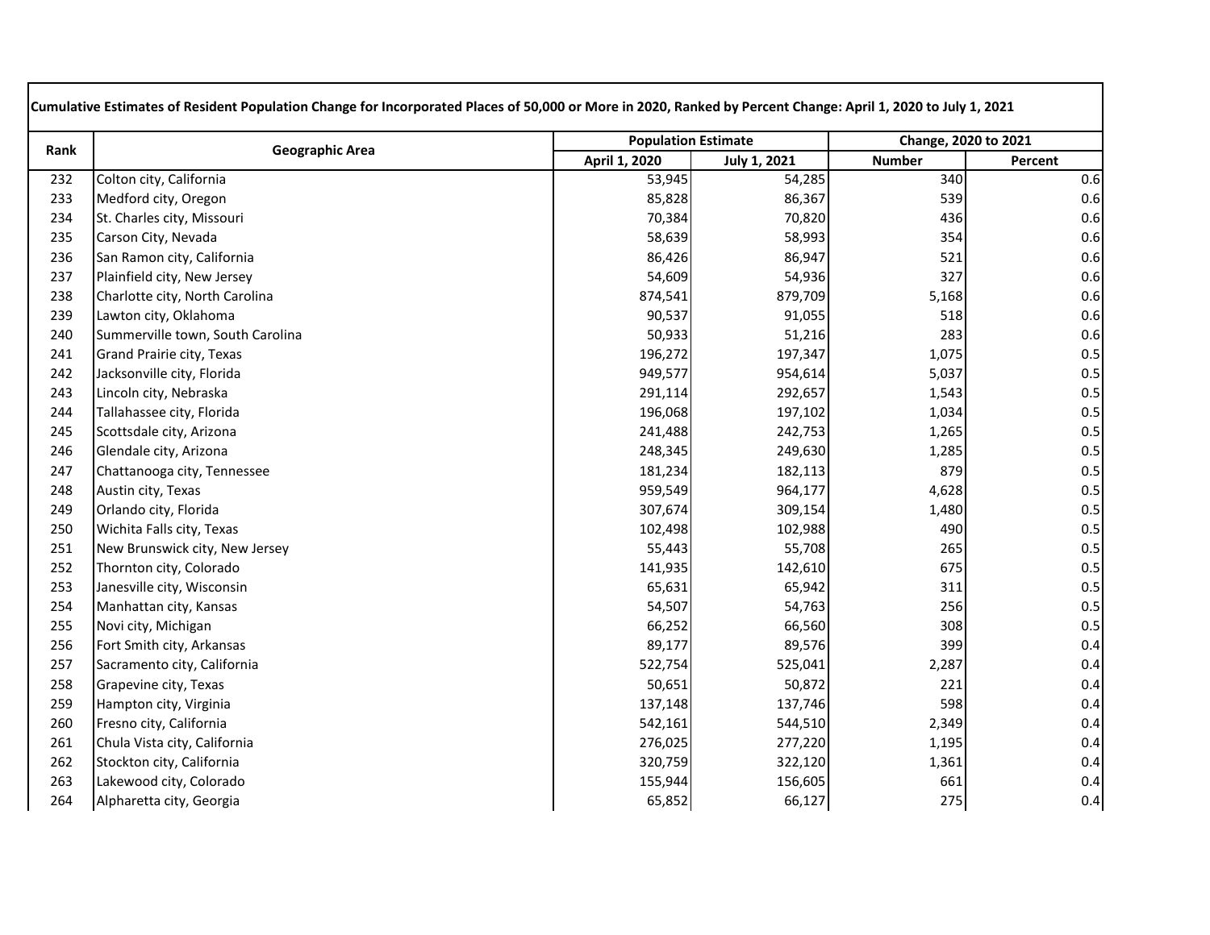| Cumulative Estimates of Resident Population Change for Incorporated Places of 50,000 or More in 2020, Ranked by Percent Change: April 1, 2020 to July 1, 2021 | | | | | |
|---|---|---|---|---|---|
| Rank | Geographic Area | Population Estimate | | Change, 2020 to 2021 | |
| | | April 1, 2020 | July 1, 2021 | Number | Percent |
| 232 | Colton city, California | 53,945 | 54,285 | 340 | 0.6 |
| 233 | Medford city, Oregon | 85,828 | 86,367 | 539 | 0.6 |
| 234 | St. Charles city, Missouri | 70,384 | 70,820 | 436 | 0.6 |
| 235 | Carson City, Nevada | 58,639 | 58,993 | 354 | 0.6 |
| 236 | San Ramon city, California | 86,426 | 86,947 | 521 | 0.6 |
| 237 | Plainfield city, New Jersey | 54,609 | 54,936 | 327 | 0.6 |
| 238 | Charlotte city, North Carolina | 874,541 | 879,709 | 5,168 | 0.6 |
| 239 | Lawton city, Oklahoma | 90,537 | 91,055 | 518 | 0.6 |
| 240 | Summerville town, South Carolina | 50,933 | 51,216 | 283 | 0.6 |
| 241 | Grand Prairie city, Texas | 196,272 | 197,347 | 1,075 | 0.5 |
| 242 | Jacksonville city, Florida | 949,577 | 954,614 | 5,037 | 0.5 |
| 243 | Lincoln city, Nebraska | 291,114 | 292,657 | 1,543 | 0.5 |
| 244 | Tallahassee city, Florida | 196,068 | 197,102 | 1,034 | 0.5 |
| 245 | Scottsdale city, Arizona | 241,488 | 242,753 | 1,265 | 0.5 |
| 246 | Glendale city, Arizona | 248,345 | 249,630 | 1,285 | 0.5 |
| 247 | Chattanooga city, Tennessee | 181,234 | 182,113 | 879 | 0.5 |
| 248 | Austin city, Texas | 959,549 | 964,177 | 4,628 | 0.5 |
| 249 | Orlando city, Florida | 307,674 | 309,154 | 1,480 | 0.5 |
| 250 | Wichita Falls city, Texas | 102,498 | 102,988 | 490 | 0.5 |
| 251 | New Brunswick city, New Jersey | 55,443 | 55,708 | 265 | 0.5 |
| 252 | Thornton city, Colorado | 141,935 | 142,610 | 675 | 0.5 |
| 253 | Janesville city, Wisconsin | 65,631 | 65,942 | 311 | 0.5 |
| 254 | Manhattan city, Kansas | 54,507 | 54,763 | 256 | 0.5 |
| 255 | Novi city, Michigan | 66,252 | 66,560 | 308 | 0.5 |
| 256 | Fort Smith city, Arkansas | 89,177 | 89,576 | 399 | 0.4 |
| 257 | Sacramento city, California | 522,754 | 525,041 | 2,287 | 0.4 |
| 258 | Grapevine city, Texas | 50,651 | 50,872 | 221 | 0.4 |
| 259 | Hampton city, Virginia | 137,148 | 137,746 | 598 | 0.4 |
| 260 | Fresno city, California | 542,161 | 544,510 | 2,349 | 0.4 |
| 261 | Chula Vista city, California | 276,025 | 277,220 | 1,195 | 0.4 |
| 262 | Stockton city, California | 320,759 | 322,120 | 1,361 | 0.4 |
| 263 | Lakewood city, Colorado | 155,944 | 156,605 | 661 | 0.4 |
| 264 | Alpharetta city, Georgia | 65,852 | 66,127 | 275 | 0.4 |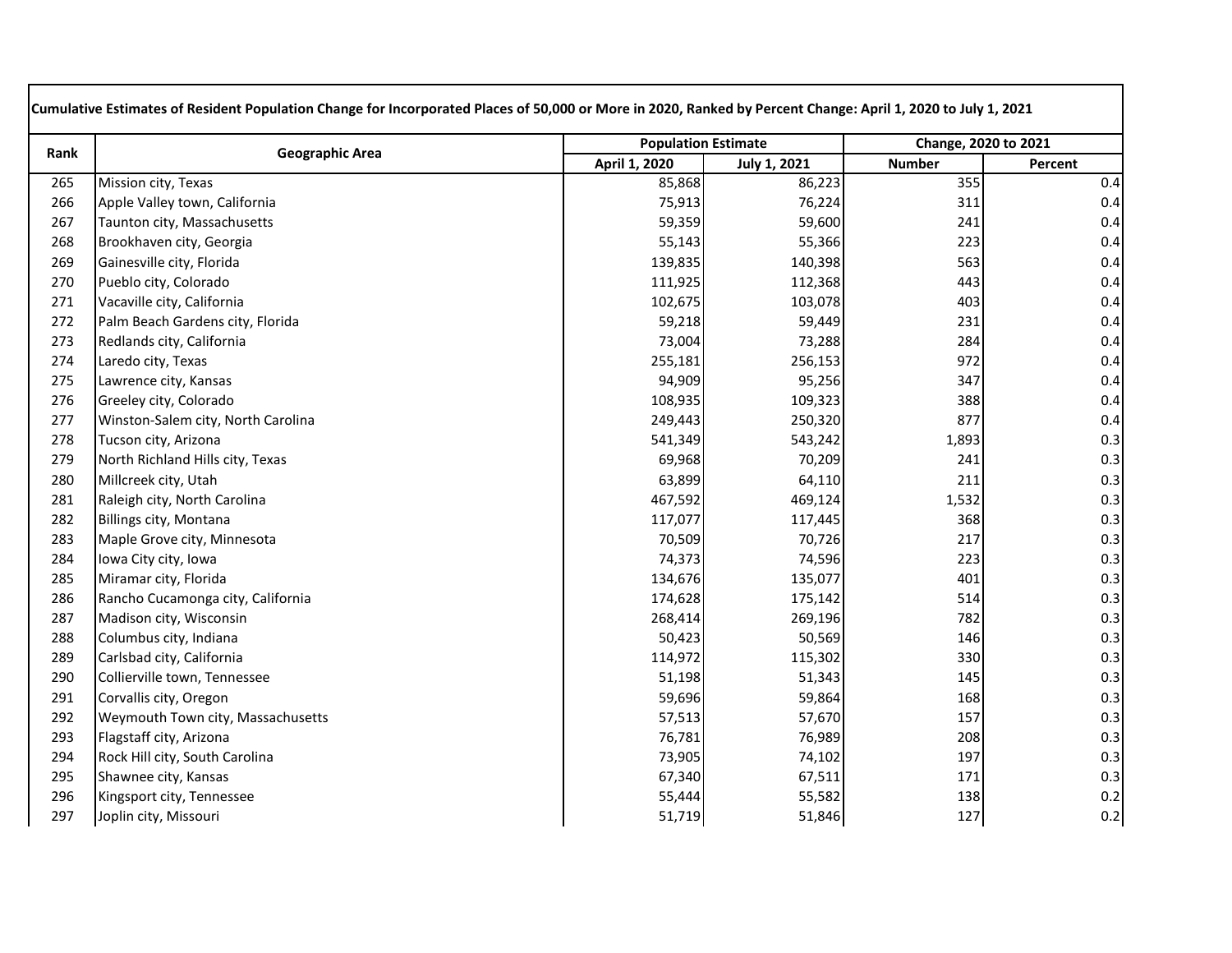| Cumulative Estimates of Resident Population Change for Incorporated Places of 50,000 or More in 2020, Ranked by Percent Change: April 1, 2020 to July 1, 2021 | | | | | |
|---|---|---|---|---|---|
| Rank | Geographic Area | Population Estimate | | Change, 2020 to 2021 | |
| | | April 1, 2020 | July 1, 2021 | Number | Percent |
| 265 | Mission city, Texas | 85,868 | 86,223 | 355 | 0.4 |
| 266 | Apple Valley town, California | 75,913 | 76,224 | 311 | 0.4 |
| 267 | Taunton city, Massachusetts | 59,359 | 59,600 | 241 | 0.4 |
| 268 | Brookhaven city, Georgia | 55,143 | 55,366 | 223 | 0.4 |
| 269 | Gainesville city, Florida | 139,835 | 140,398 | 563 | 0.4 |
| 270 | Pueblo city, Colorado | 111,925 | 112,368 | 443 | 0.4 |
| 271 | Vacaville city, California | 102,675 | 103,078 | 403 | 0.4 |
| 272 | Palm Beach Gardens city, Florida | 59,218 | 59,449 | 231 | 0.4 |
| 273 | Redlands city, California | 73,004 | 73,288 | 284 | 0.4 |
| 274 | Laredo city, Texas | 255,181 | 256,153 | 972 | 0.4 |
| 275 | Lawrence city, Kansas | 94,909 | 95,256 | 347 | 0.4 |
| 276 | Greeley city, Colorado | 108,935 | 109,323 | 388 | 0.4 |
| 277 | Winston-Salem city, North Carolina | 249,443 | 250,320 | 877 | 0.4 |
| 278 | Tucson city, Arizona | 541,349 | 543,242 | 1,893 | 0.3 |
| 279 | North Richland Hills city, Texas | 69,968 | 70,209 | 241 | 0.3 |
| 280 | Millcreek city, Utah | 63,899 | 64,110 | 211 | 0.3 |
| 281 | Raleigh city, North Carolina | 467,592 | 469,124 | 1,532 | 0.3 |
| 282 | Billings city, Montana | 117,077 | 117,445 | 368 | 0.3 |
| 283 | Maple Grove city, Minnesota | 70,509 | 70,726 | 217 | 0.3 |
| 284 | Iowa City city, Iowa | 74,373 | 74,596 | 223 | 0.3 |
| 285 | Miramar city, Florida | 134,676 | 135,077 | 401 | 0.3 |
| 286 | Rancho Cucamonga city, California | 174,628 | 175,142 | 514 | 0.3 |
| 287 | Madison city, Wisconsin | 268,414 | 269,196 | 782 | 0.3 |
| 288 | Columbus city, Indiana | 50,423 | 50,569 | 146 | 0.3 |
| 289 | Carlsbad city, California | 114,972 | 115,302 | 330 | 0.3 |
| 290 | Collierville town, Tennessee | 51,198 | 51,343 | 145 | 0.3 |
| 291 | Corvallis city, Oregon | 59,696 | 59,864 | 168 | 0.3 |
| 292 | Weymouth Town city, Massachusetts | 57,513 | 57,670 | 157 | 0.3 |
| 293 | Flagstaff city, Arizona | 76,781 | 76,989 | 208 | 0.3 |
| 294 | Rock Hill city, South Carolina | 73,905 | 74,102 | 197 | 0.3 |
| 295 | Shawnee city, Kansas | 67,340 | 67,511 | 171 | 0.3 |
| 296 | Kingsport city, Tennessee | 55,444 | 55,582 | 138 | 0.2 |
| 297 | Joplin city, Missouri | 51,719 | 51,846 | 127 | 0.2 |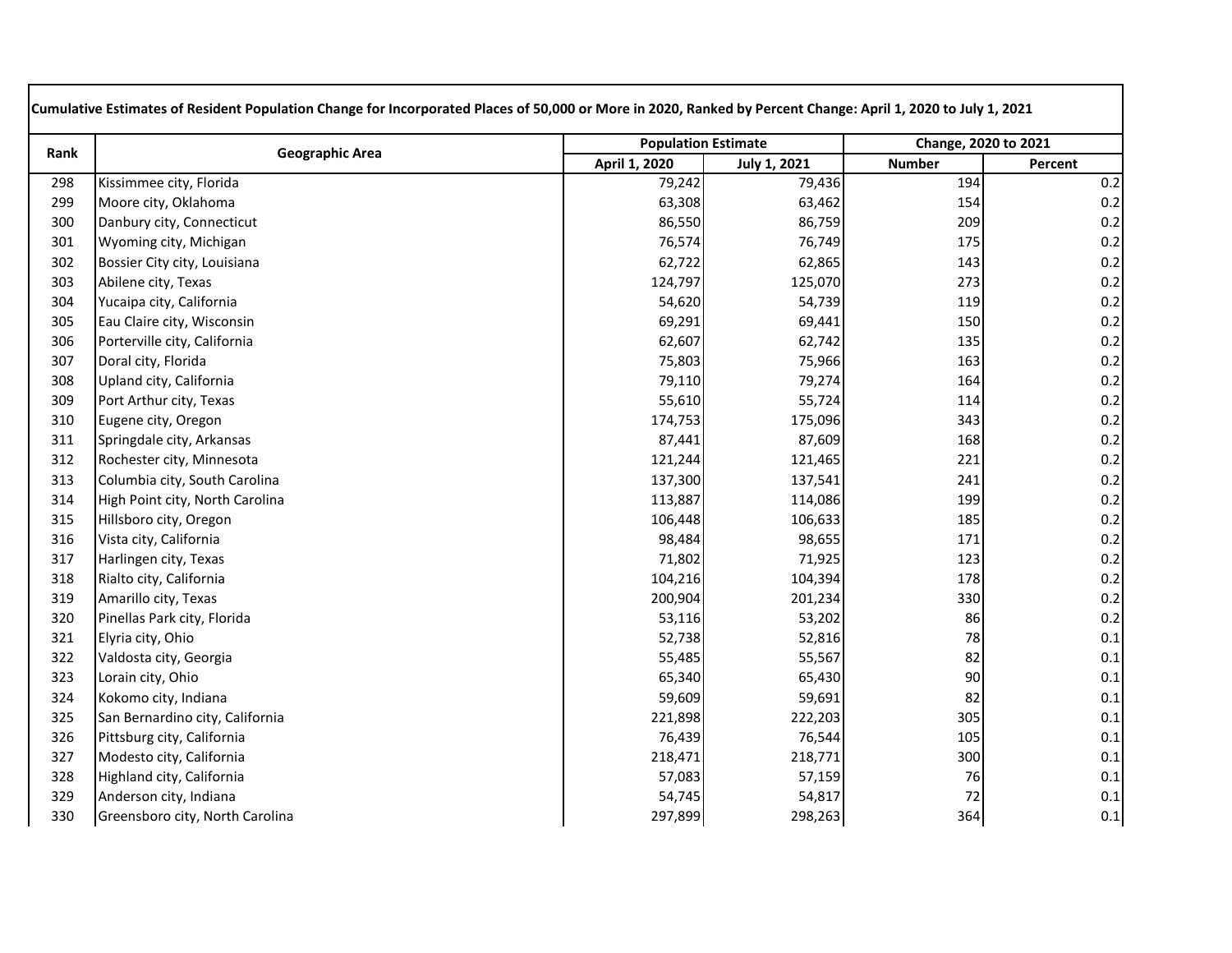| Cumulative Estimates of Resident Population Change for Incorporated Places of 50,000 or More in 2020, Ranked by Percent Change: April 1, 2020 to July 1, 2021 | | | | | |
|---|---|---|---|---|---|
| Rank | Geographic Area | Population Estimate | | Change, 2020 to 2021 | |
| | | April 1, 2020 | July 1, 2021 | Number | Percent |
| 298 | Kissimmee city, Florida | 79,242 | 79,436 | 194 | 0.2 |
| 299 | Moore city, Oklahoma | 63,308 | 63,462 | 154 | 0.2 |
| 300 | Danbury city, Connecticut | 86,550 | 86,759 | 209 | 0.2 |
| 301 | Wyoming city, Michigan | 76,574 | 76,749 | 175 | 0.2 |
| 302 | Bossier City city, Louisiana | 62,722 | 62,865 | 143 | 0.2 |
| 303 | Abilene city, Texas | 124,797 | 125,070 | 273 | 0.2 |
| 304 | Yucaipa city, California | 54,620 | 54,739 | 119 | 0.2 |
| 305 | Eau Claire city, Wisconsin | 69,291 | 69,441 | 150 | 0.2 |
| 306 | Porterville city, California | 62,607 | 62,742 | 135 | 0.2 |
| 307 | Doral city, Florida | 75,803 | 75,966 | 163 | 0.2 |
| 308 | Upland city, California | 79,110 | 79,274 | 164 | 0.2 |
| 309 | Port Arthur city, Texas | 55,610 | 55,724 | 114 | 0.2 |
| 310 | Eugene city, Oregon | 174,753 | 175,096 | 343 | 0.2 |
| 311 | Springdale city, Arkansas | 87,441 | 87,609 | 168 | 0.2 |
| 312 | Rochester city, Minnesota | 121,244 | 121,465 | 221 | 0.2 |
| 313 | Columbia city, South Carolina | 137,300 | 137,541 | 241 | 0.2 |
| 314 | High Point city, North Carolina | 113,887 | 114,086 | 199 | 0.2 |
| 315 | Hillsboro city, Oregon | 106,448 | 106,633 | 185 | 0.2 |
| 316 | Vista city, California | 98,484 | 98,655 | 171 | 0.2 |
| 317 | Harlingen city, Texas | 71,802 | 71,925 | 123 | 0.2 |
| 318 | Rialto city, California | 104,216 | 104,394 | 178 | 0.2 |
| 319 | Amarillo city, Texas | 200,904 | 201,234 | 330 | 0.2 |
| 320 | Pinellas Park city, Florida | 53,116 | 53,202 | 86 | 0.2 |
| 321 | Elyria city, Ohio | 52,738 | 52,816 | 78 | 0.1 |
| 322 | Valdosta city, Georgia | 55,485 | 55,567 | 82 | 0.1 |
| 323 | Lorain city, Ohio | 65,340 | 65,430 | 90 | 0.1 |
| 324 | Kokomo city, Indiana | 59,609 | 59,691 | 82 | 0.1 |
| 325 | San Bernardino city, California | 221,898 | 222,203 | 305 | 0.1 |
| 326 | Pittsburg city, California | 76,439 | 76,544 | 105 | 0.1 |
| 327 | Modesto city, California | 218,471 | 218,771 | 300 | 0.1 |
| 328 | Highland city, California | 57,083 | 57,159 | 76 | 0.1 |
| 329 | Anderson city, Indiana | 54,745 | 54,817 | 72 | 0.1 |
| 330 | Greensboro city, North Carolina | 297,899 | 298,263 | 364 | 0.1 |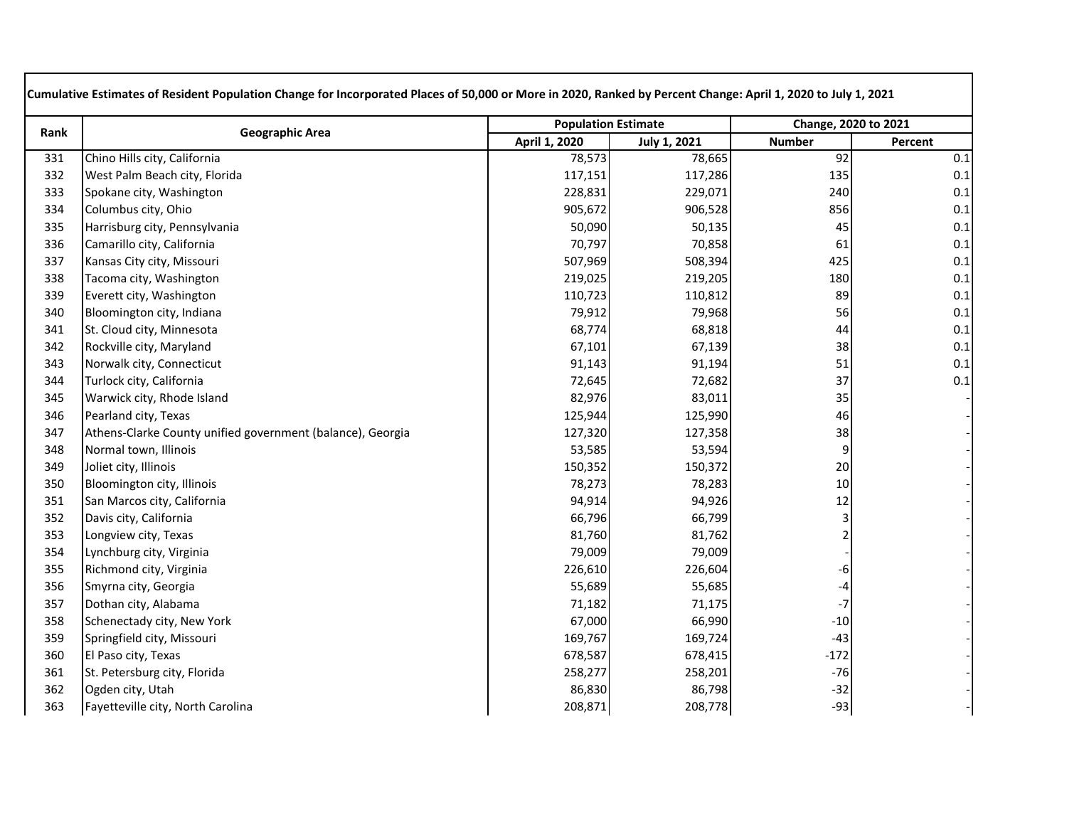**Cumulative Estimates of Resident Population Change for Incorporated Places of 50,000 or More in 2020, Ranked by Percent Change: April 1, 2020 to July 1, 2021**

| Rank | Geographic Area | Population Estimate | | Change, 2020 to 2021 | |
|---|---|---|---|---|---|
| | | April 1, 2020 | July 1, 2021 | Number | Percent |
| 331 | Chino Hills city, California | 78,573 | 78,665 | 92 | 0.1 |
| 332 | West Palm Beach city, Florida | 117,151 | 117,286 | 135 | 0.1 |
| 333 | Spokane city, Washington | 228,831 | 229,071 | 240 | 0.1 |
| 334 | Columbus city, Ohio | 905,672 | 906,528 | 856 | 0.1 |
| 335 | Harrisburg city, Pennsylvania | 50,090 | 50,135 | 45 | 0.1 |
| 336 | Camarillo city, California | 70,797 | 70,858 | 61 | 0.1 |
| 337 | Kansas City city, Missouri | 507,969 | 508,394 | 425 | 0.1 |
| 338 | Tacoma city, Washington | 219,025 | 219,205 | 180 | 0.1 |
| 339 | Everett city, Washington | 110,723 | 110,812 | 89 | 0.1 |
| 340 | Bloomington city, Indiana | 79,912 | 79,968 | 56 | 0.1 |
| 341 | St. Cloud city, Minnesota | 68,774 | 68,818 | 44 | 0.1 |
| 342 | Rockville city, Maryland | 67,101 | 67,139 | 38 | 0.1 |
| 343 | Norwalk city, Connecticut | 91,143 | 91,194 | 51 | 0.1 |
| 344 | Turlock city, California | 72,645 | 72,682 | 37 | 0.1 |
| 345 | Warwick city, Rhode Island | 82,976 | 83,011 | 35 | - |
| 346 | Pearland city, Texas | 125,944 | 125,990 | 46 | - |
| 347 | Athens-Clarke County unified government (balance), Georgia | 127,320 | 127,358 | 38 | - |
| 348 | Normal town, Illinois | 53,585 | 53,594 | 9 | - |
| 349 | Joliet city, Illinois | 150,352 | 150,372 | 20 | - |
| 350 | Bloomington city, Illinois | 78,273 | 78,283 | 10 | - |
| 351 | San Marcos city, California | 94,914 | 94,926 | 12 | - |
| 352 | Davis city, California | 66,796 | 66,799 | 3 | - |
| 353 | Longview city, Texas | 81,760 | 81,762 | 2 | - |
| 354 | Lynchburg city, Virginia | 79,009 | 79,009 | - | - |
| 355 | Richmond city, Virginia | 226,610 | 226,604 | -6 | - |
| 356 | Smyrna city, Georgia | 55,689 | 55,685 | -4 | - |
| 357 | Dothan city, Alabama | 71,182 | 71,175 | -7 | - |
| 358 | Schenectady city, New York | 67,000 | 66,990 | -10 | - |
| 359 | Springfield city, Missouri | 169,767 | 169,724 | -43 | - |
| 360 | El Paso city, Texas | 678,587 | 678,415 | -172 | - |
| 361 | St. Petersburg city, Florida | 258,277 | 258,201 | -76 | - |
| 362 | Ogden city, Utah | 86,830 | 86,798 | -32 | - |
| 363 | Fayetteville city, North Carolina | 208,871 | 208,778 | -93 | - |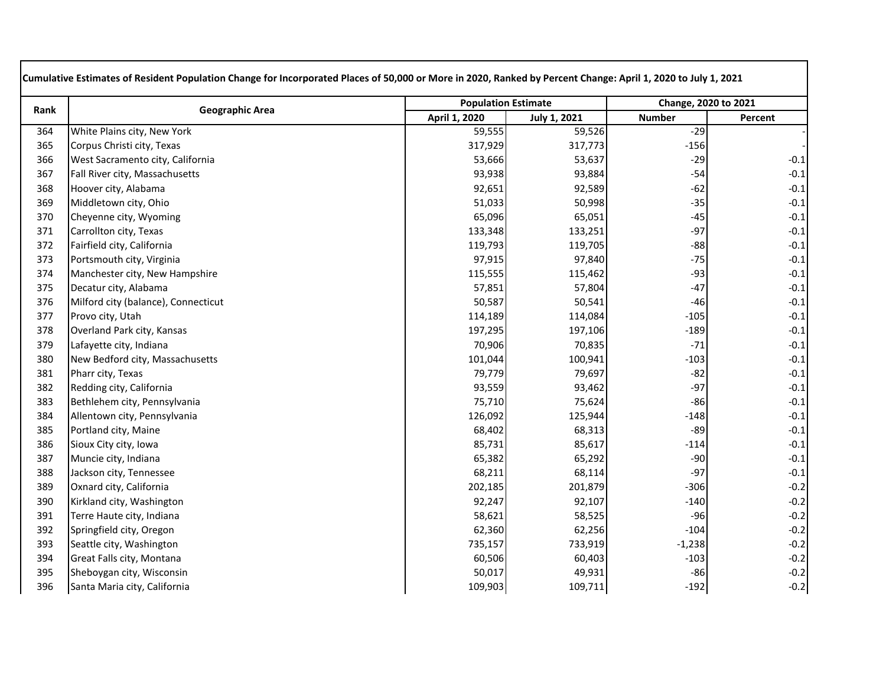| Cumulative Estimates of Resident Population Change for Incorporated Places of 50,000 or More in 2020, Ranked by Percent Change: April 1, 2020 to July 1, 2021 | | | | | |
|---|---|---|---|---|---|
| Rank | Geographic Area | Population Estimate | | Change, 2020 to 2021 | |
| | | April 1, 2020 | July 1, 2021 | Number | Percent |
| 364 | White Plains city, New York | 59,555 | 59,526 | -29 | - |
| 365 | Corpus Christi city, Texas | 317,929 | 317,773 | -156 | - |
| 366 | West Sacramento city, California | 53,666 | 53,637 | -29 | -0.1 |
| 367 | Fall River city, Massachusetts | 93,938 | 93,884 | -54 | -0.1 |
| 368 | Hoover city, Alabama | 92,651 | 92,589 | -62 | -0.1 |
| 369 | Middletown city, Ohio | 51,033 | 50,998 | -35 | -0.1 |
| 370 | Cheyenne city, Wyoming | 65,096 | 65,051 | -45 | -0.1 |
| 371 | Carrollton city, Texas | 133,348 | 133,251 | -97 | -0.1 |
| 372 | Fairfield city, California | 119,793 | 119,705 | -88 | -0.1 |
| 373 | Portsmouth city, Virginia | 97,915 | 97,840 | -75 | -0.1 |
| 374 | Manchester city, New Hampshire | 115,555 | 115,462 | -93 | -0.1 |
| 375 | Decatur city, Alabama | 57,851 | 57,804 | -47 | -0.1 |
| 376 | Milford city (balance), Connecticut | 50,587 | 50,541 | -46 | -0.1 |
| 377 | Provo city, Utah | 114,189 | 114,084 | -105 | -0.1 |
| 378 | Overland Park city, Kansas | 197,295 | 197,106 | -189 | -0.1 |
| 379 | Lafayette city, Indiana | 70,906 | 70,835 | -71 | -0.1 |
| 380 | New Bedford city, Massachusetts | 101,044 | 100,941 | -103 | -0.1 |
| 381 | Pharr city, Texas | 79,779 | 79,697 | -82 | -0.1 |
| 382 | Redding city, California | 93,559 | 93,462 | -97 | -0.1 |
| 383 | Bethlehem city, Pennsylvania | 75,710 | 75,624 | -86 | -0.1 |
| 384 | Allentown city, Pennsylvania | 126,092 | 125,944 | -148 | -0.1 |
| 385 | Portland city, Maine | 68,402 | 68,313 | -89 | -0.1 |
| 386 | Sioux City city, Iowa | 85,731 | 85,617 | -114 | -0.1 |
| 387 | Muncie city, Indiana | 65,382 | 65,292 | -90 | -0.1 |
| 388 | Jackson city, Tennessee | 68,211 | 68,114 | -97 | -0.1 |
| 389 | Oxnard city, California | 202,185 | 201,879 | -306 | -0.2 |
| 390 | Kirkland city, Washington | 92,247 | 92,107 | -140 | -0.2 |
| 391 | Terre Haute city, Indiana | 58,621 | 58,525 | -96 | -0.2 |
| 392 | Springfield city, Oregon | 62,360 | 62,256 | -104 | -0.2 |
| 393 | Seattle city, Washington | 735,157 | 733,919 | -1,238 | -0.2 |
| 394 | Great Falls city, Montana | 60,506 | 60,403 | -103 | -0.2 |
| 395 | Sheboygan city, Wisconsin | 50,017 | 49,931 | -86 | -0.2 |
| 396 | Santa Maria city, California | 109,903 | 109,711 | -192 | -0.2 |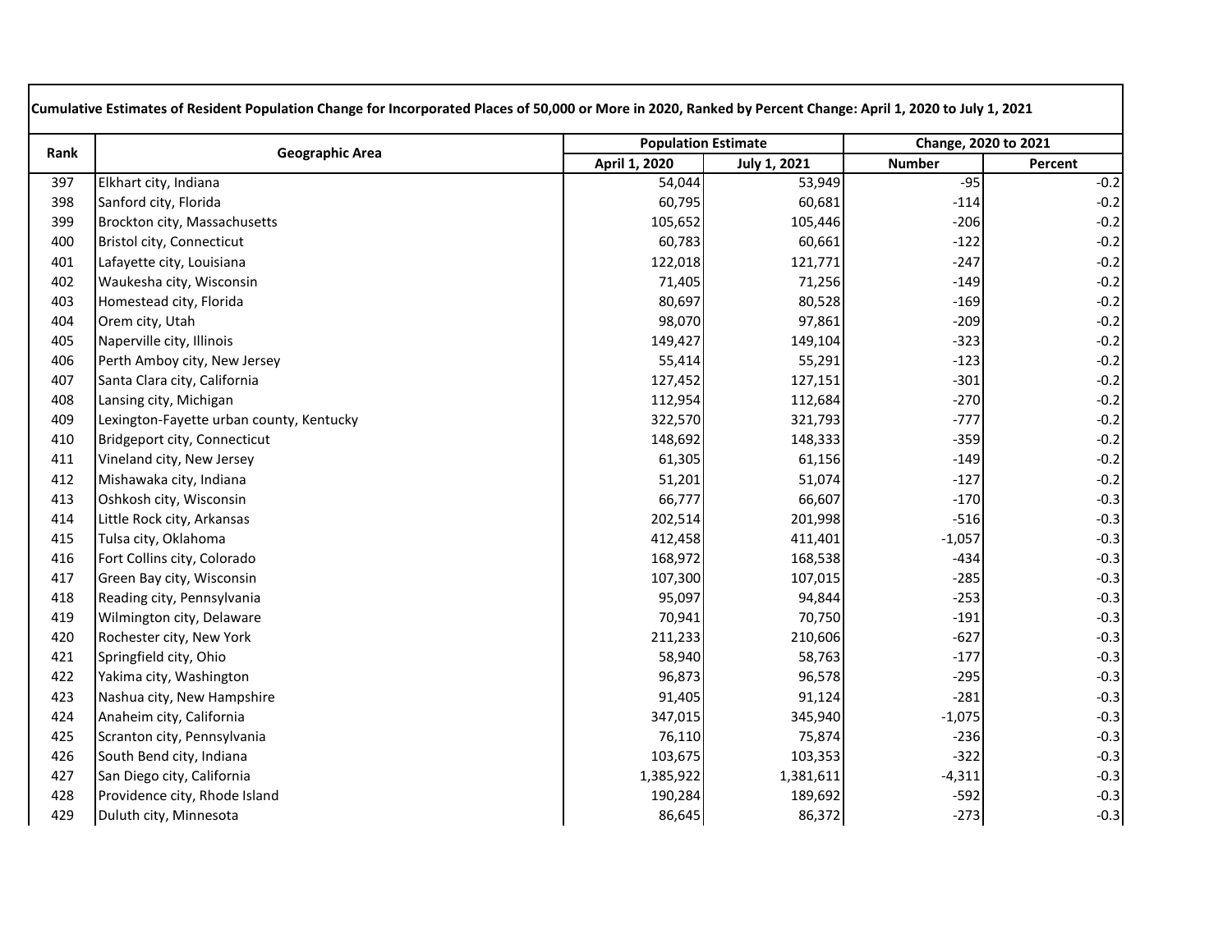| Cumulative Estimates of Resident Population Change for Incorporated Places of 50,000 or More in 2020, Ranked by Percent Change: April 1, 2020 to July 1, 2021 | | | | | |
|---|---|---|---|---|---|
| Rank | Geographic Area | Population Estimate | | Change, 2020 to 2021 | |
| | | April 1, 2020 | July 1, 2021 | Number | Percent |
| 397 | Elkhart city, Indiana | 54,044 | 53,949 | -95 | -0.2 |
| 398 | Sanford city, Florida | 60,795 | 60,681 | -114 | -0.2 |
| 399 | Brockton city, Massachusetts | 105,652 | 105,446 | -206 | -0.2 |
| 400 | Bristol city, Connecticut | 60,783 | 60,661 | -122 | -0.2 |
| 401 | Lafayette city, Louisiana | 122,018 | 121,771 | -247 | -0.2 |
| 402 | Waukesha city, Wisconsin | 71,405 | 71,256 | -149 | -0.2 |
| 403 | Homestead city, Florida | 80,697 | 80,528 | -169 | -0.2 |
| 404 | Orem city, Utah | 98,070 | 97,861 | -209 | -0.2 |
| 405 | Naperville city, Illinois | 149,427 | 149,104 | -323 | -0.2 |
| 406 | Perth Amboy city, New Jersey | 55,414 | 55,291 | -123 | -0.2 |
| 407 | Santa Clara city, California | 127,452 | 127,151 | -301 | -0.2 |
| 408 | Lansing city, Michigan | 112,954 | 112,684 | -270 | -0.2 |
| 409 | Lexington-Fayette urban county, Kentucky | 322,570 | 321,793 | -777 | -0.2 |
| 410 | Bridgeport city, Connecticut | 148,692 | 148,333 | -359 | -0.2 |
| 411 | Vineland city, New Jersey | 61,305 | 61,156 | -149 | -0.2 |
| 412 | Mishawaka city, Indiana | 51,201 | 51,074 | -127 | -0.2 |
| 413 | Oshkosh city, Wisconsin | 66,777 | 66,607 | -170 | -0.3 |
| 414 | Little Rock city, Arkansas | 202,514 | 201,998 | -516 | -0.3 |
| 415 | Tulsa city, Oklahoma | 412,458 | 411,401 | -1,057 | -0.3 |
| 416 | Fort Collins city, Colorado | 168,972 | 168,538 | -434 | -0.3 |
| 417 | Green Bay city, Wisconsin | 107,300 | 107,015 | -285 | -0.3 |
| 418 | Reading city, Pennsylvania | 95,097 | 94,844 | -253 | -0.3 |
| 419 | Wilmington city, Delaware | 70,941 | 70,750 | -191 | -0.3 |
| 420 | Rochester city, New York | 211,233 | 210,606 | -627 | -0.3 |
| 421 | Springfield city, Ohio | 58,940 | 58,763 | -177 | -0.3 |
| 422 | Yakima city, Washington | 96,873 | 96,578 | -295 | -0.3 |
| 423 | Nashua city, New Hampshire | 91,405 | 91,124 | -281 | -0.3 |
| 424 | Anaheim city, California | 347,015 | 345,940 | -1,075 | -0.3 |
| 425 | Scranton city, Pennsylvania | 76,110 | 75,874 | -236 | -0.3 |
| 426 | South Bend city, Indiana | 103,675 | 103,353 | -322 | -0.3 |
| 427 | San Diego city, California | 1,385,922 | 1,381,611 | -4,311 | -0.3 |
| 428 | Providence city, Rhode Island | 190,284 | 189,692 | -592 | -0.3 |
| 429 | Duluth city, Minnesota | 86,645 | 86,372 | -273 | -0.3 |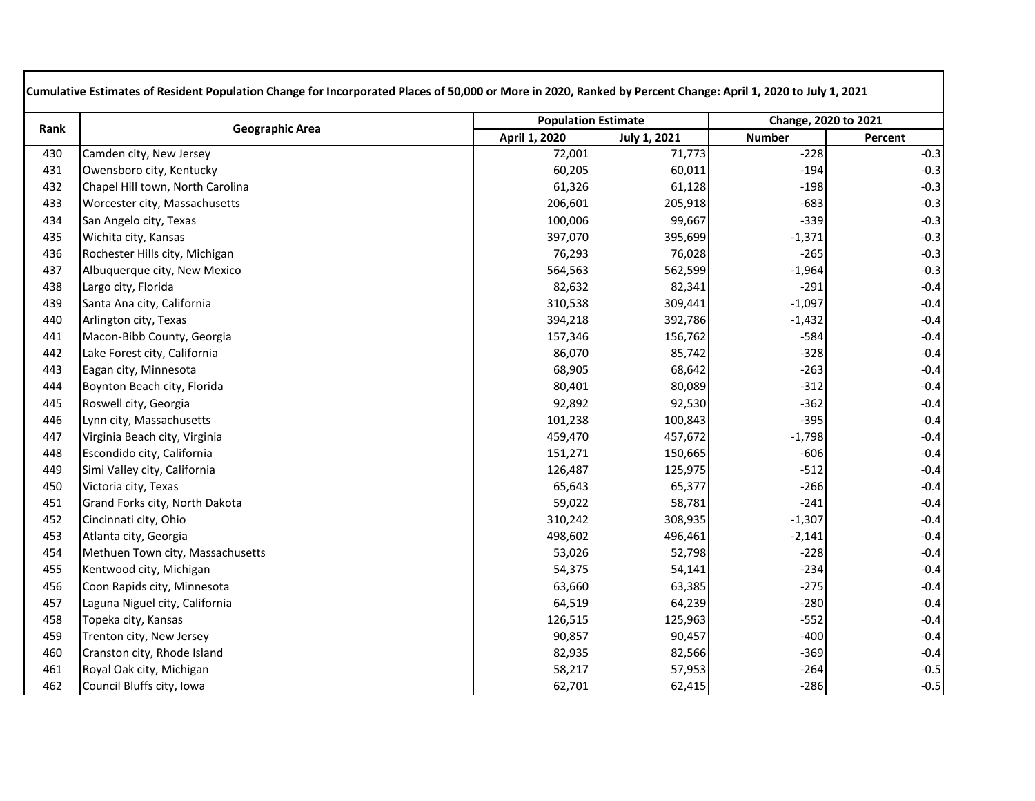| Cumulative Estimates of Resident Population Change for Incorporated Places of 50,000 or More in 2020, Ranked by Percent Change: April 1, 2020 to July 1, 2021 | | | | | |
|---|---|---|---|---|---|
| Rank | Geographic Area | Population Estimate | | Change, 2020 to 2021 | |
| | | April 1, 2020 | July 1, 2021 | Number | Percent |
| 430 | Camden city, New Jersey | 72,001 | 71,773 | -228 | -0.3 |
| 431 | Owensboro city, Kentucky | 60,205 | 60,011 | -194 | -0.3 |
| 432 | Chapel Hill town, North Carolina | 61,326 | 61,128 | -198 | -0.3 |
| 433 | Worcester city, Massachusetts | 206,601 | 205,918 | -683 | -0.3 |
| 434 | San Angelo city, Texas | 100,006 | 99,667 | -339 | -0.3 |
| 435 | Wichita city, Kansas | 397,070 | 395,699 | -1,371 | -0.3 |
| 436 | Rochester Hills city, Michigan | 76,293 | 76,028 | -265 | -0.3 |
| 437 | Albuquerque city, New Mexico | 564,563 | 562,599 | -1,964 | -0.3 |
| 438 | Largo city, Florida | 82,632 | 82,341 | -291 | -0.4 |
| 439 | Santa Ana city, California | 310,538 | 309,441 | -1,097 | -0.4 |
| 440 | Arlington city, Texas | 394,218 | 392,786 | -1,432 | -0.4 |
| 441 | Macon-Bibb County, Georgia | 157,346 | 156,762 | -584 | -0.4 |
| 442 | Lake Forest city, California | 86,070 | 85,742 | -328 | -0.4 |
| 443 | Eagan city, Minnesota | 68,905 | 68,642 | -263 | -0.4 |
| 444 | Boynton Beach city, Florida | 80,401 | 80,089 | -312 | -0.4 |
| 445 | Roswell city, Georgia | 92,892 | 92,530 | -362 | -0.4 |
| 446 | Lynn city, Massachusetts | 101,238 | 100,843 | -395 | -0.4 |
| 447 | Virginia Beach city, Virginia | 459,470 | 457,672 | -1,798 | -0.4 |
| 448 | Escondido city, California | 151,271 | 150,665 | -606 | -0.4 |
| 449 | Simi Valley city, California | 126,487 | 125,975 | -512 | -0.4 |
| 450 | Victoria city, Texas | 65,643 | 65,377 | -266 | -0.4 |
| 451 | Grand Forks city, North Dakota | 59,022 | 58,781 | -241 | -0.4 |
| 452 | Cincinnati city, Ohio | 310,242 | 308,935 | -1,307 | -0.4 |
| 453 | Atlanta city, Georgia | 498,602 | 496,461 | -2,141 | -0.4 |
| 454 | Methuen Town city, Massachusetts | 53,026 | 52,798 | -228 | -0.4 |
| 455 | Kentwood city, Michigan | 54,375 | 54,141 | -234 | -0.4 |
| 456 | Coon Rapids city, Minnesota | 63,660 | 63,385 | -275 | -0.4 |
| 457 | Laguna Niguel city, California | 64,519 | 64,239 | -280 | -0.4 |
| 458 | Topeka city, Kansas | 126,515 | 125,963 | -552 | -0.4 |
| 459 | Trenton city, New Jersey | 90,857 | 90,457 | -400 | -0.4 |
| 460 | Cranston city, Rhode Island | 82,935 | 82,566 | -369 | -0.4 |
| 461 | Royal Oak city, Michigan | 58,217 | 57,953 | -264 | -0.5 |
| 462 | Council Bluffs city, Iowa | 62,701 | 62,415 | -286 | -0.5 |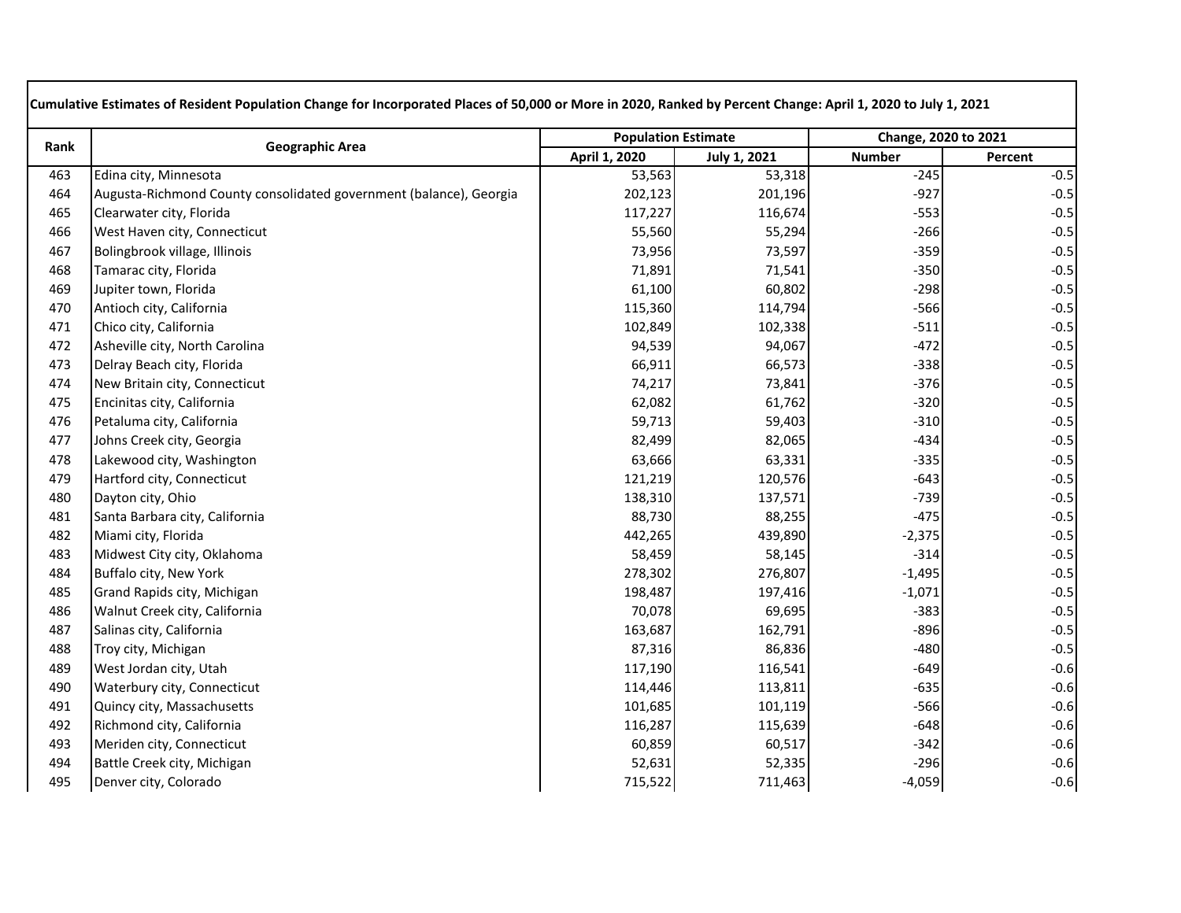Cumulative Estimates of Resident Population Change for Incorporated Places of 50,000 or More in 2020, Ranked by Percent Change: April 1, 2020 to July 1, 2021

| Rank | Geographic Area | Population Estimate | | Change, 2020 to 2021 | |
|---|---|---|---|---|---|
| | | April 1, 2020 | July 1, 2021 | Number | Percent |
| 463 | Edina city, Minnesota | 53,563 | 53,318 | -245 | -0.5 |
| 464 | Augusta-Richmond County consolidated government (balance), Georgia | 202,123 | 201,196 | -927 | -0.5 |
| 465 | Clearwater city, Florida | 117,227 | 116,674 | -553 | -0.5 |
| 466 | West Haven city, Connecticut | 55,560 | 55,294 | -266 | -0.5 |
| 467 | Bolingbrook village, Illinois | 73,956 | 73,597 | -359 | -0.5 |
| 468 | Tamarac city, Florida | 71,891 | 71,541 | -350 | -0.5 |
| 469 | Jupiter town, Florida | 61,100 | 60,802 | -298 | -0.5 |
| 470 | Antioch city, California | 115,360 | 114,794 | -566 | -0.5 |
| 471 | Chico city, California | 102,849 | 102,338 | -511 | -0.5 |
| 472 | Asheville city, North Carolina | 94,539 | 94,067 | -472 | -0.5 |
| 473 | Delray Beach city, Florida | 66,911 | 66,573 | -338 | -0.5 |
| 474 | New Britain city, Connecticut | 74,217 | 73,841 | -376 | -0.5 |
| 475 | Encinitas city, California | 62,082 | 61,762 | -320 | -0.5 |
| 476 | Petaluma city, California | 59,713 | 59,403 | -310 | -0.5 |
| 477 | Johns Creek city, Georgia | 82,499 | 82,065 | -434 | -0.5 |
| 478 | Lakewood city, Washington | 63,666 | 63,331 | -335 | -0.5 |
| 479 | Hartford city, Connecticut | 121,219 | 120,576 | -643 | -0.5 |
| 480 | Dayton city, Ohio | 138,310 | 137,571 | -739 | -0.5 |
| 481 | Santa Barbara city, California | 88,730 | 88,255 | -475 | -0.5 |
| 482 | Miami city, Florida | 442,265 | 439,890 | -2,375 | -0.5 |
| 483 | Midwest City city, Oklahoma | 58,459 | 58,145 | -314 | -0.5 |
| 484 | Buffalo city, New York | 278,302 | 276,807 | -1,495 | -0.5 |
| 485 | Grand Rapids city, Michigan | 198,487 | 197,416 | -1,071 | -0.5 |
| 486 | Walnut Creek city, California | 70,078 | 69,695 | -383 | -0.5 |
| 487 | Salinas city, California | 163,687 | 162,791 | -896 | -0.5 |
| 488 | Troy city, Michigan | 87,316 | 86,836 | -480 | -0.5 |
| 489 | West Jordan city, Utah | 117,190 | 116,541 | -649 | -0.6 |
| 490 | Waterbury city, Connecticut | 114,446 | 113,811 | -635 | -0.6 |
| 491 | Quincy city, Massachusetts | 101,685 | 101,119 | -566 | -0.6 |
| 492 | Richmond city, California | 116,287 | 115,639 | -648 | -0.6 |
| 493 | Meriden city, Connecticut | 60,859 | 60,517 | -342 | -0.6 |
| 494 | Battle Creek city, Michigan | 52,631 | 52,335 | -296 | -0.6 |
| 495 | Denver city, Colorado | 715,522 | 711,463 | -4,059 | -0.6 |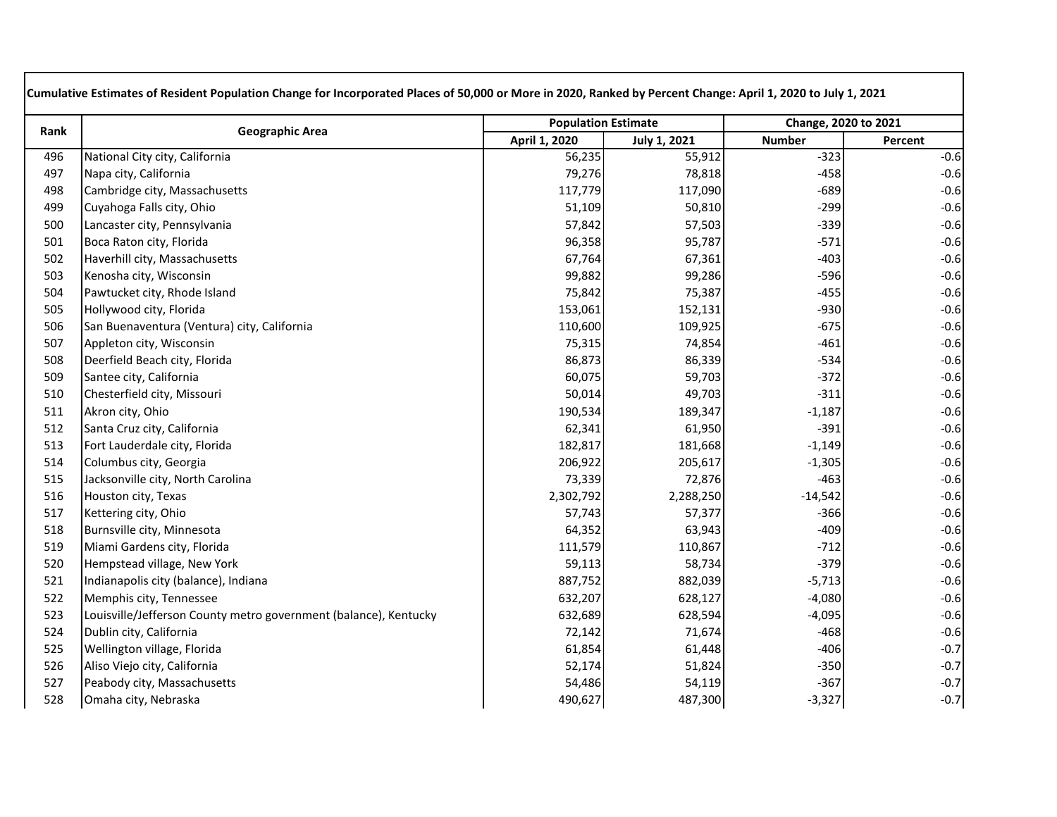**Cumulative Estimates of Resident Population Change for Incorporated Places of 50,000 or More in 2020, Ranked by Percent Change: April 1, 2020 to July 1, 2021**

| Rank | Geographic Area | Population Estimate | | Change, 2020 to 2021 | |
|---|---|---|---|---|---|
| | | April 1, 2020 | July 1, 2021 | Number | Percent |
| 496 | National City city, California | 56,235 | 55,912 | -323 | -0.6 |
| 497 | Napa city, California | 79,276 | 78,818 | -458 | -0.6 |
| 498 | Cambridge city, Massachusetts | 117,779 | 117,090 | -689 | -0.6 |
| 499 | Cuyahoga Falls city, Ohio | 51,109 | 50,810 | -299 | -0.6 |
| 500 | Lancaster city, Pennsylvania | 57,842 | 57,503 | -339 | -0.6 |
| 501 | Boca Raton city, Florida | 96,358 | 95,787 | -571 | -0.6 |
| 502 | Haverhill city, Massachusetts | 67,764 | 67,361 | -403 | -0.6 |
| 503 | Kenosha city, Wisconsin | 99,882 | 99,286 | -596 | -0.6 |
| 504 | Pawtucket city, Rhode Island | 75,842 | 75,387 | -455 | -0.6 |
| 505 | Hollywood city, Florida | 153,061 | 152,131 | -930 | -0.6 |
| 506 | San Buenaventura (Ventura) city, California | 110,600 | 109,925 | -675 | -0.6 |
| 507 | Appleton city, Wisconsin | 75,315 | 74,854 | -461 | -0.6 |
| 508 | Deerfield Beach city, Florida | 86,873 | 86,339 | -534 | -0.6 |
| 509 | Santee city, California | 60,075 | 59,703 | -372 | -0.6 |
| 510 | Chesterfield city, Missouri | 50,014 | 49,703 | -311 | -0.6 |
| 511 | Akron city, Ohio | 190,534 | 189,347 | -1,187 | -0.6 |
| 512 | Santa Cruz city, California | 62,341 | 61,950 | -391 | -0.6 |
| 513 | Fort Lauderdale city, Florida | 182,817 | 181,668 | -1,149 | -0.6 |
| 514 | Columbus city, Georgia | 206,922 | 205,617 | -1,305 | -0.6 |
| 515 | Jacksonville city, North Carolina | 73,339 | 72,876 | -463 | -0.6 |
| 516 | Houston city, Texas | 2,302,792 | 2,288,250 | -14,542 | -0.6 |
| 517 | Kettering city, Ohio | 57,743 | 57,377 | -366 | -0.6 |
| 518 | Burnsville city, Minnesota | 64,352 | 63,943 | -409 | -0.6 |
| 519 | Miami Gardens city, Florida | 111,579 | 110,867 | -712 | -0.6 |
| 520 | Hempstead village, New York | 59,113 | 58,734 | -379 | -0.6 |
| 521 | Indianapolis city (balance), Indiana | 887,752 | 882,039 | -5,713 | -0.6 |
| 522 | Memphis city, Tennessee | 632,207 | 628,127 | -4,080 | -0.6 |
| 523 | Louisville/Jefferson County metro government (balance), Kentucky | 632,689 | 628,594 | -4,095 | -0.6 |
| 524 | Dublin city, California | 72,142 | 71,674 | -468 | -0.6 |
| 525 | Wellington village, Florida | 61,854 | 61,448 | -406 | -0.7 |
| 526 | Aliso Viejo city, California | 52,174 | 51,824 | -350 | -0.7 |
| 527 | Peabody city, Massachusetts | 54,486 | 54,119 | -367 | -0.7 |
| 528 | Omaha city, Nebraska | 490,627 | 487,300 | -3,327 | -0.7 |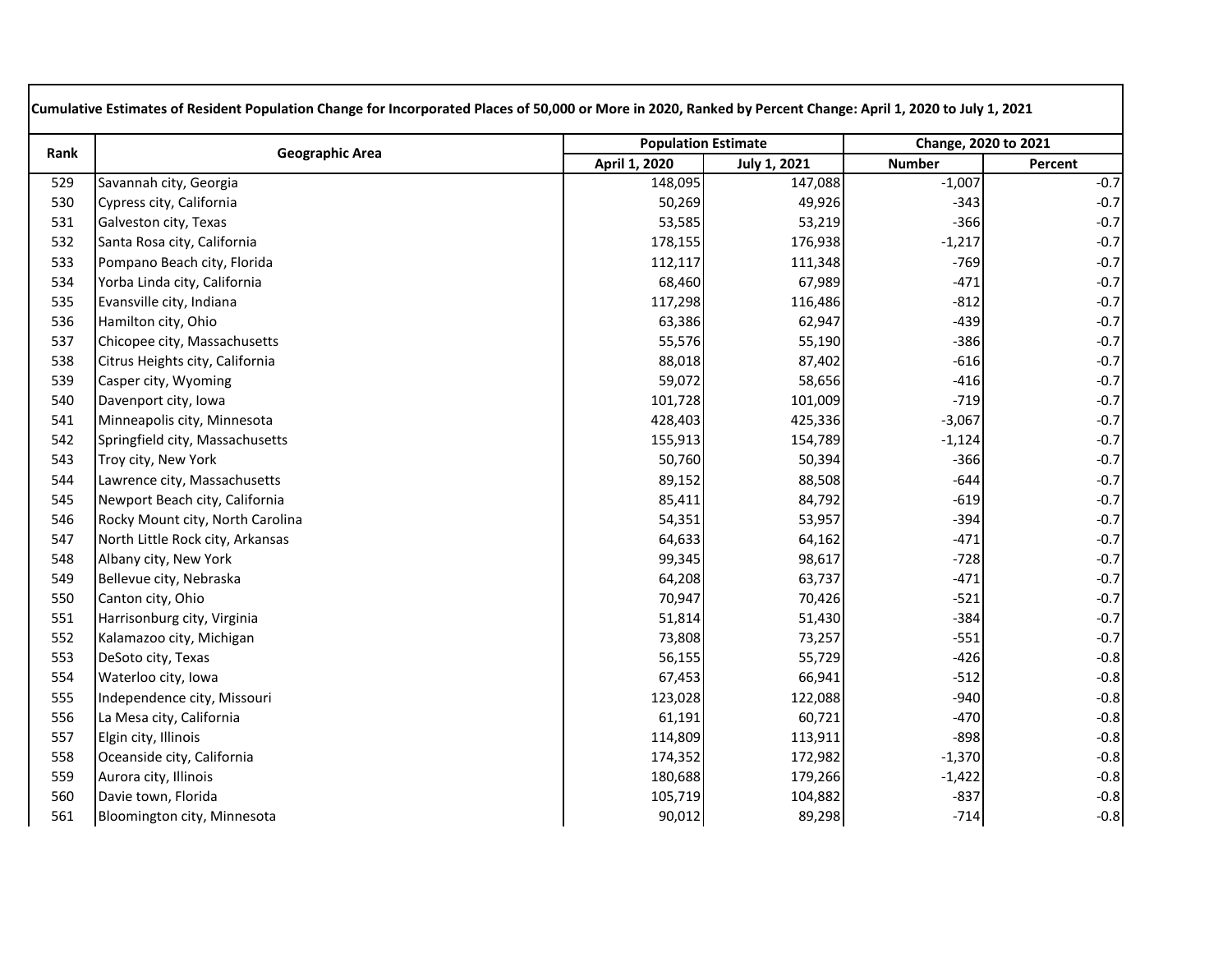| Cumulative Estimates of Resident Population Change for Incorporated Places of 50,000 or More in 2020, Ranked by Percent Change: April 1, 2020 to July 1, 2021 | | | | | |
|---|---|---|---|---|---|
| Rank | Geographic Area | Population Estimate | | Change, 2020 to 2021 | |
| | | April 1, 2020 | July 1, 2021 | Number | Percent |
| 529 | Savannah city, Georgia | 148,095 | 147,088 | -1,007 | -0.7 |
| 530 | Cypress city, California | 50,269 | 49,926 | -343 | -0.7 |
| 531 | Galveston city, Texas | 53,585 | 53,219 | -366 | -0.7 |
| 532 | Santa Rosa city, California | 178,155 | 176,938 | -1,217 | -0.7 |
| 533 | Pompano Beach city, Florida | 112,117 | 111,348 | -769 | -0.7 |
| 534 | Yorba Linda city, California | 68,460 | 67,989 | -471 | -0.7 |
| 535 | Evansville city, Indiana | 117,298 | 116,486 | -812 | -0.7 |
| 536 | Hamilton city, Ohio | 63,386 | 62,947 | -439 | -0.7 |
| 537 | Chicopee city, Massachusetts | 55,576 | 55,190 | -386 | -0.7 |
| 538 | Citrus Heights city, California | 88,018 | 87,402 | -616 | -0.7 |
| 539 | Casper city, Wyoming | 59,072 | 58,656 | -416 | -0.7 |
| 540 | Davenport city, Iowa | 101,728 | 101,009 | -719 | -0.7 |
| 541 | Minneapolis city, Minnesota | 428,403 | 425,336 | -3,067 | -0.7 |
| 542 | Springfield city, Massachusetts | 155,913 | 154,789 | -1,124 | -0.7 |
| 543 | Troy city, New York | 50,760 | 50,394 | -366 | -0.7 |
| 544 | Lawrence city, Massachusetts | 89,152 | 88,508 | -644 | -0.7 |
| 545 | Newport Beach city, California | 85,411 | 84,792 | -619 | -0.7 |
| 546 | Rocky Mount city, North Carolina | 54,351 | 53,957 | -394 | -0.7 |
| 547 | North Little Rock city, Arkansas | 64,633 | 64,162 | -471 | -0.7 |
| 548 | Albany city, New York | 99,345 | 98,617 | -728 | -0.7 |
| 549 | Bellevue city, Nebraska | 64,208 | 63,737 | -471 | -0.7 |
| 550 | Canton city, Ohio | 70,947 | 70,426 | -521 | -0.7 |
| 551 | Harrisonburg city, Virginia | 51,814 | 51,430 | -384 | -0.7 |
| 552 | Kalamazoo city, Michigan | 73,808 | 73,257 | -551 | -0.7 |
| 553 | DeSoto city, Texas | 56,155 | 55,729 | -426 | -0.8 |
| 554 | Waterloo city, Iowa | 67,453 | 66,941 | -512 | -0.8 |
| 555 | Independence city, Missouri | 123,028 | 122,088 | -940 | -0.8 |
| 556 | La Mesa city, California | 61,191 | 60,721 | -470 | -0.8 |
| 557 | Elgin city, Illinois | 114,809 | 113,911 | -898 | -0.8 |
| 558 | Oceanside city, California | 174,352 | 172,982 | -1,370 | -0.8 |
| 559 | Aurora city, Illinois | 180,688 | 179,266 | -1,422 | -0.8 |
| 560 | Davie town, Florida | 105,719 | 104,882 | -837 | -0.8 |
| 561 | Bloomington city, Minnesota | 90,012 | 89,298 | -714 | -0.8 |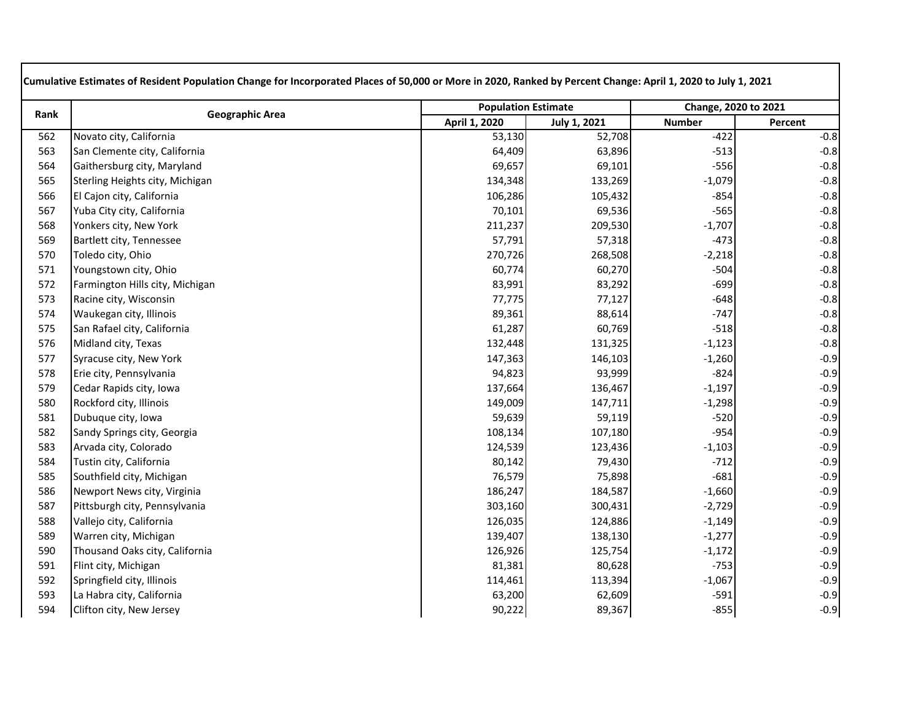| Cumulative Estimates of Resident Population Change for Incorporated Places of 50,000 or More in 2020, Ranked by Percent Change: April 1, 2020 to July 1, 2021 | | | | | |
|---|---|---|---|---|---|
| Rank | Geographic Area | Population Estimate | | Change, 2020 to 2021 | |
| | | April 1, 2020 | July 1, 2021 | Number | Percent |
| 562 | Novato city, California | 53,130 | 52,708 | -422 | -0.8 |
| 563 | San Clemente city, California | 64,409 | 63,896 | -513 | -0.8 |
| 564 | Gaithersburg city, Maryland | 69,657 | 69,101 | -556 | -0.8 |
| 565 | Sterling Heights city, Michigan | 134,348 | 133,269 | -1,079 | -0.8 |
| 566 | El Cajon city, California | 106,286 | 105,432 | -854 | -0.8 |
| 567 | Yuba City city, California | 70,101 | 69,536 | -565 | -0.8 |
| 568 | Yonkers city, New York | 211,237 | 209,530 | -1,707 | -0.8 |
| 569 | Bartlett city, Tennessee | 57,791 | 57,318 | -473 | -0.8 |
| 570 | Toledo city, Ohio | 270,726 | 268,508 | -2,218 | -0.8 |
| 571 | Youngstown city, Ohio | 60,774 | 60,270 | -504 | -0.8 |
| 572 | Farmington Hills city, Michigan | 83,991 | 83,292 | -699 | -0.8 |
| 573 | Racine city, Wisconsin | 77,775 | 77,127 | -648 | -0.8 |
| 574 | Waukegan city, Illinois | 89,361 | 88,614 | -747 | -0.8 |
| 575 | San Rafael city, California | 61,287 | 60,769 | -518 | -0.8 |
| 576 | Midland city, Texas | 132,448 | 131,325 | -1,123 | -0.8 |
| 577 | Syracuse city, New York | 147,363 | 146,103 | -1,260 | -0.9 |
| 578 | Erie city, Pennsylvania | 94,823 | 93,999 | -824 | -0.9 |
| 579 | Cedar Rapids city, Iowa | 137,664 | 136,467 | -1,197 | -0.9 |
| 580 | Rockford city, Illinois | 149,009 | 147,711 | -1,298 | -0.9 |
| 581 | Dubuque city, Iowa | 59,639 | 59,119 | -520 | -0.9 |
| 582 | Sandy Springs city, Georgia | 108,134 | 107,180 | -954 | -0.9 |
| 583 | Arvada city, Colorado | 124,539 | 123,436 | -1,103 | -0.9 |
| 584 | Tustin city, California | 80,142 | 79,430 | -712 | -0.9 |
| 585 | Southfield city, Michigan | 76,579 | 75,898 | -681 | -0.9 |
| 586 | Newport News city, Virginia | 186,247 | 184,587 | -1,660 | -0.9 |
| 587 | Pittsburgh city, Pennsylvania | 303,160 | 300,431 | -2,729 | -0.9 |
| 588 | Vallejo city, California | 126,035 | 124,886 | -1,149 | -0.9 |
| 589 | Warren city, Michigan | 139,407 | 138,130 | -1,277 | -0.9 |
| 590 | Thousand Oaks city, California | 126,926 | 125,754 | -1,172 | -0.9 |
| 591 | Flint city, Michigan | 81,381 | 80,628 | -753 | -0.9 |
| 592 | Springfield city, Illinois | 114,461 | 113,394 | -1,067 | -0.9 |
| 593 | La Habra city, California | 63,200 | 62,609 | -591 | -0.9 |
| 594 | Clifton city, New Jersey | 90,222 | 89,367 | -855 | -0.9 |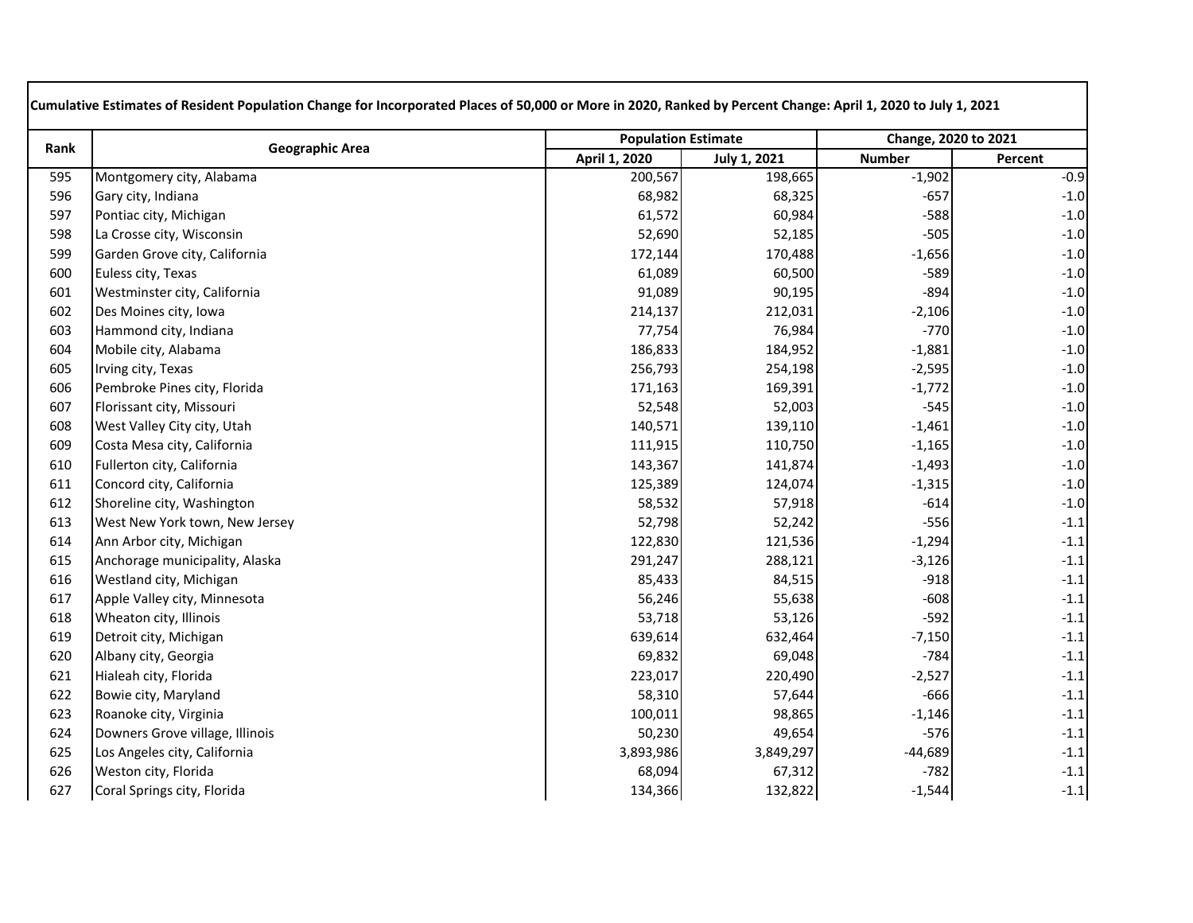**Cumulative Estimates of Resident Population Change for Incorporated Places of 50,000 or More in 2020, Ranked by Percent Change: April 1, 2020 to July 1, 2021**

| Rank | Geographic Area | Population Estimate | | Change, 2020 to 2021 | |
|---|---|---|---|---|---|
| | | April 1, 2020 | July 1, 2021 | Number | Percent |
| 595 | Montgomery city, Alabama | 200,567 | 198,665 | -1,902 | -0.9 |
| 596 | Gary city, Indiana | 68,982 | 68,325 | -657 | -1.0 |
| 597 | Pontiac city, Michigan | 61,572 | 60,984 | -588 | -1.0 |
| 598 | La Crosse city, Wisconsin | 52,690 | 52,185 | -505 | -1.0 |
| 599 | Garden Grove city, California | 172,144 | 170,488 | -1,656 | -1.0 |
| 600 | Euless city, Texas | 61,089 | 60,500 | -589 | -1.0 |
| 601 | Westminster city, California | 91,089 | 90,195 | -894 | -1.0 |
| 602 | Des Moines city, Iowa | 214,137 | 212,031 | -2,106 | -1.0 |
| 603 | Hammond city, Indiana | 77,754 | 76,984 | -770 | -1.0 |
| 604 | Mobile city, Alabama | 186,833 | 184,952 | -1,881 | -1.0 |
| 605 | Irving city, Texas | 256,793 | 254,198 | -2,595 | -1.0 |
| 606 | Pembroke Pines city, Florida | 171,163 | 169,391 | -1,772 | -1.0 |
| 607 | Florissant city, Missouri | 52,548 | 52,003 | -545 | -1.0 |
| 608 | West Valley City city, Utah | 140,571 | 139,110 | -1,461 | -1.0 |
| 609 | Costa Mesa city, California | 111,915 | 110,750 | -1,165 | -1.0 |
| 610 | Fullerton city, California | 143,367 | 141,874 | -1,493 | -1.0 |
| 611 | Concord city, California | 125,389 | 124,074 | -1,315 | -1.0 |
| 612 | Shoreline city, Washington | 58,532 | 57,918 | -614 | -1.0 |
| 613 | West New York town, New Jersey | 52,798 | 52,242 | -556 | -1.1 |
| 614 | Ann Arbor city, Michigan | 122,830 | 121,536 | -1,294 | -1.1 |
| 615 | Anchorage municipality, Alaska | 291,247 | 288,121 | -3,126 | -1.1 |
| 616 | Westland city, Michigan | 85,433 | 84,515 | -918 | -1.1 |
| 617 | Apple Valley city, Minnesota | 56,246 | 55,638 | -608 | -1.1 |
| 618 | Wheaton city, Illinois | 53,718 | 53,126 | -592 | -1.1 |
| 619 | Detroit city, Michigan | 639,614 | 632,464 | -7,150 | -1.1 |
| 620 | Albany city, Georgia | 69,832 | 69,048 | -784 | -1.1 |
| 621 | Hialeah city, Florida | 223,017 | 220,490 | -2,527 | -1.1 |
| 622 | Bowie city, Maryland | 58,310 | 57,644 | -666 | -1.1 |
| 623 | Roanoke city, Virginia | 100,011 | 98,865 | -1,146 | -1.1 |
| 624 | Downers Grove village, Illinois | 50,230 | 49,654 | -576 | -1.1 |
| 625 | Los Angeles city, California | 3,893,986 | 3,849,297 | -44,689 | -1.1 |
| 626 | Weston city, Florida | 68,094 | 67,312 | -782 | -1.1 |
| 627 | Coral Springs city, Florida | 134,366 | 132,822 | -1,544 | -1.1 |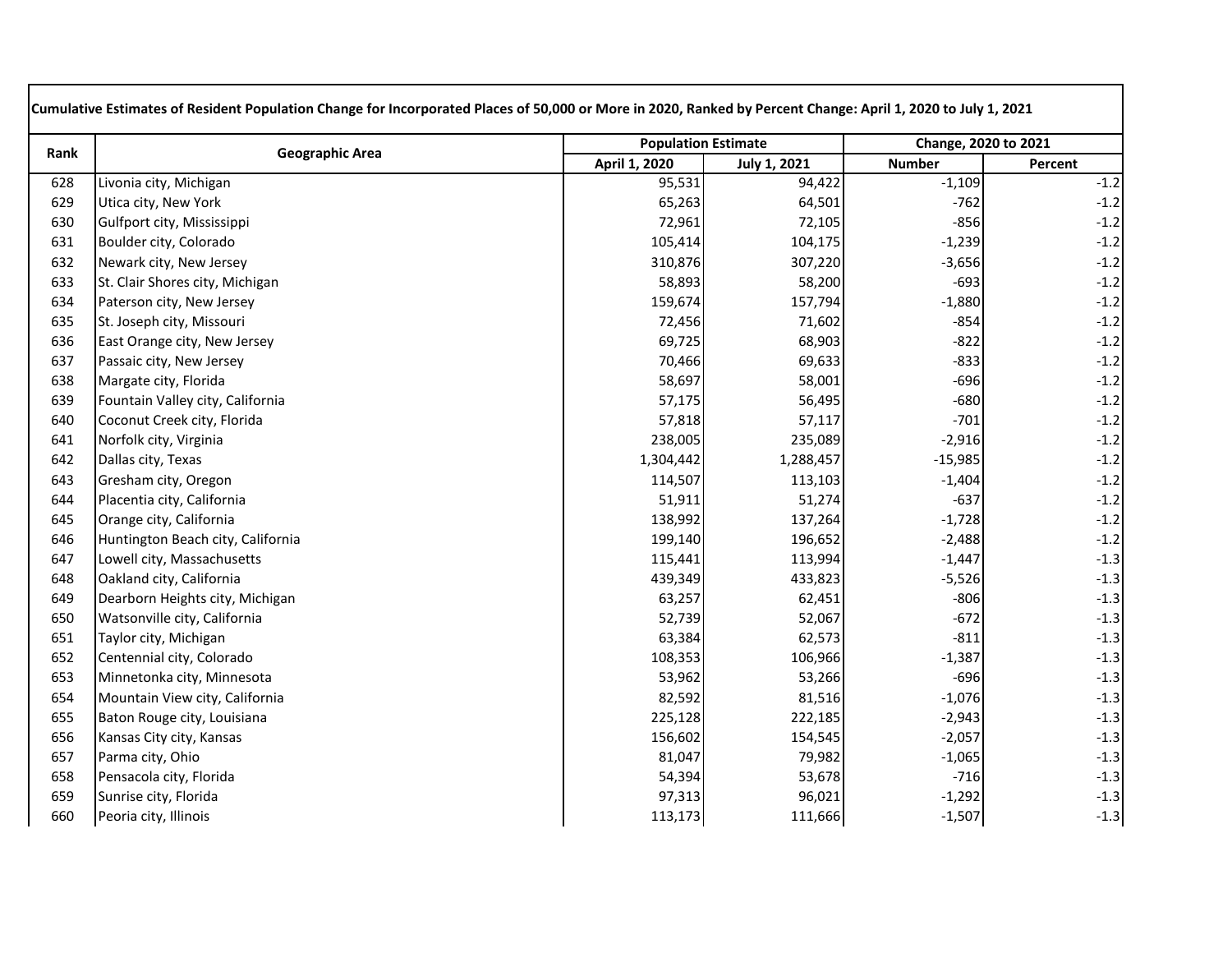**Cumulative Estimates of Resident Population Change for Incorporated Places of 50,000 or More in 2020, Ranked by Percent Change: April 1, 2020 to July 1, 2021**

| Rank | Geographic Area | Population Estimate | | Change, 2020 to 2021 | |
|---|---|---|---|---|---|
| | | April 1, 2020 | July 1, 2021 | Number | Percent |
| 628 | Livonia city, Michigan | 95,531 | 94,422 | -1,109 | -1.2 |
| 629 | Utica city, New York | 65,263 | 64,501 | -762 | -1.2 |
| 630 | Gulfport city, Mississippi | 72,961 | 72,105 | -856 | -1.2 |
| 631 | Boulder city, Colorado | 105,414 | 104,175 | -1,239 | -1.2 |
| 632 | Newark city, New Jersey | 310,876 | 307,220 | -3,656 | -1.2 |
| 633 | St. Clair Shores city, Michigan | 58,893 | 58,200 | -693 | -1.2 |
| 634 | Paterson city, New Jersey | 159,674 | 157,794 | -1,880 | -1.2 |
| 635 | St. Joseph city, Missouri | 72,456 | 71,602 | -854 | -1.2 |
| 636 | East Orange city, New Jersey | 69,725 | 68,903 | -822 | -1.2 |
| 637 | Passaic city, New Jersey | 70,466 | 69,633 | -833 | -1.2 |
| 638 | Margate city, Florida | 58,697 | 58,001 | -696 | -1.2 |
| 639 | Fountain Valley city, California | 57,175 | 56,495 | -680 | -1.2 |
| 640 | Coconut Creek city, Florida | 57,818 | 57,117 | -701 | -1.2 |
| 641 | Norfolk city, Virginia | 238,005 | 235,089 | -2,916 | -1.2 |
| 642 | Dallas city, Texas | 1,304,442 | 1,288,457 | -15,985 | -1.2 |
| 643 | Gresham city, Oregon | 114,507 | 113,103 | -1,404 | -1.2 |
| 644 | Placentia city, California | 51,911 | 51,274 | -637 | -1.2 |
| 645 | Orange city, California | 138,992 | 137,264 | -1,728 | -1.2 |
| 646 | Huntington Beach city, California | 199,140 | 196,652 | -2,488 | -1.2 |
| 647 | Lowell city, Massachusetts | 115,441 | 113,994 | -1,447 | -1.3 |
| 648 | Oakland city, California | 439,349 | 433,823 | -5,526 | -1.3 |
| 649 | Dearborn Heights city, Michigan | 63,257 | 62,451 | -806 | -1.3 |
| 650 | Watsonville city, California | 52,739 | 52,067 | -672 | -1.3 |
| 651 | Taylor city, Michigan | 63,384 | 62,573 | -811 | -1.3 |
| 652 | Centennial city, Colorado | 108,353 | 106,966 | -1,387 | -1.3 |
| 653 | Minnetonka city, Minnesota | 53,962 | 53,266 | -696 | -1.3 |
| 654 | Mountain View city, California | 82,592 | 81,516 | -1,076 | -1.3 |
| 655 | Baton Rouge city, Louisiana | 225,128 | 222,185 | -2,943 | -1.3 |
| 656 | Kansas City city, Kansas | 156,602 | 154,545 | -2,057 | -1.3 |
| 657 | Parma city, Ohio | 81,047 | 79,982 | -1,065 | -1.3 |
| 658 | Pensacola city, Florida | 54,394 | 53,678 | -716 | -1.3 |
| 659 | Sunrise city, Florida | 97,313 | 96,021 | -1,292 | -1.3 |
| 660 | Peoria city, Illinois | 113,173 | 111,666 | -1,507 | -1.3 |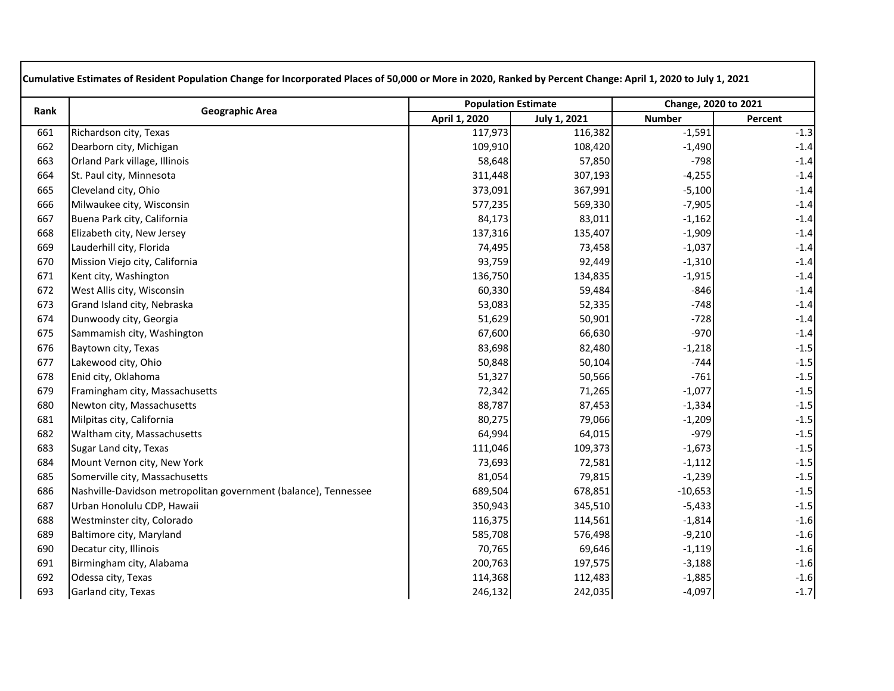| Cumulative Estimates of Resident Population Change for Incorporated Places of 50,000 or More in 2020, Ranked by Percent Change: April 1, 2020 to July 1, 2021 | | | | | |
|---|---|---|---|---|---|
| Rank | Geographic Area | Population Estimate | | Change, 2020 to 2021 | |
| | | April 1, 2020 | July 1, 2021 | Number | Percent |
| 661 | Richardson city, Texas | 117,973 | 116,382 | -1,591 | -1.3 |
| 662 | Dearborn city, Michigan | 109,910 | 108,420 | -1,490 | -1.4 |
| 663 | Orland Park village, Illinois | 58,648 | 57,850 | -798 | -1.4 |
| 664 | St. Paul city, Minnesota | 311,448 | 307,193 | -4,255 | -1.4 |
| 665 | Cleveland city, Ohio | 373,091 | 367,991 | -5,100 | -1.4 |
| 666 | Milwaukee city, Wisconsin | 577,235 | 569,330 | -7,905 | -1.4 |
| 667 | Buena Park city, California | 84,173 | 83,011 | -1,162 | -1.4 |
| 668 | Elizabeth city, New Jersey | 137,316 | 135,407 | -1,909 | -1.4 |
| 669 | Lauderhill city, Florida | 74,495 | 73,458 | -1,037 | -1.4 |
| 670 | Mission Viejo city, California | 93,759 | 92,449 | -1,310 | -1.4 |
| 671 | Kent city, Washington | 136,750 | 134,835 | -1,915 | -1.4 |
| 672 | West Allis city, Wisconsin | 60,330 | 59,484 | -846 | -1.4 |
| 673 | Grand Island city, Nebraska | 53,083 | 52,335 | -748 | -1.4 |
| 674 | Dunwoody city, Georgia | 51,629 | 50,901 | -728 | -1.4 |
| 675 | Sammamish city, Washington | 67,600 | 66,630 | -970 | -1.4 |
| 676 | Baytown city, Texas | 83,698 | 82,480 | -1,218 | -1.5 |
| 677 | Lakewood city, Ohio | 50,848 | 50,104 | -744 | -1.5 |
| 678 | Enid city, Oklahoma | 51,327 | 50,566 | -761 | -1.5 |
| 679 | Framingham city, Massachusetts | 72,342 | 71,265 | -1,077 | -1.5 |
| 680 | Newton city, Massachusetts | 88,787 | 87,453 | -1,334 | -1.5 |
| 681 | Milpitas city, California | 80,275 | 79,066 | -1,209 | -1.5 |
| 682 | Waltham city, Massachusetts | 64,994 | 64,015 | -979 | -1.5 |
| 683 | Sugar Land city, Texas | 111,046 | 109,373 | -1,673 | -1.5 |
| 684 | Mount Vernon city, New York | 73,693 | 72,581 | -1,112 | -1.5 |
| 685 | Somerville city, Massachusetts | 81,054 | 79,815 | -1,239 | -1.5 |
| 686 | Nashville-Davidson metropolitan government (balance), Tennessee | 689,504 | 678,851 | -10,653 | -1.5 |
| 687 | Urban Honolulu CDP, Hawaii | 350,943 | 345,510 | -5,433 | -1.5 |
| 688 | Westminster city, Colorado | 116,375 | 114,561 | -1,814 | -1.6 |
| 689 | Baltimore city, Maryland | 585,708 | 576,498 | -9,210 | -1.6 |
| 690 | Decatur city, Illinois | 70,765 | 69,646 | -1,119 | -1.6 |
| 691 | Birmingham city, Alabama | 200,763 | 197,575 | -3,188 | -1.6 |
| 692 | Odessa city, Texas | 114,368 | 112,483 | -1,885 | -1.6 |
| 693 | Garland city, Texas | 246,132 | 242,035 | -4,097 | -1.7 |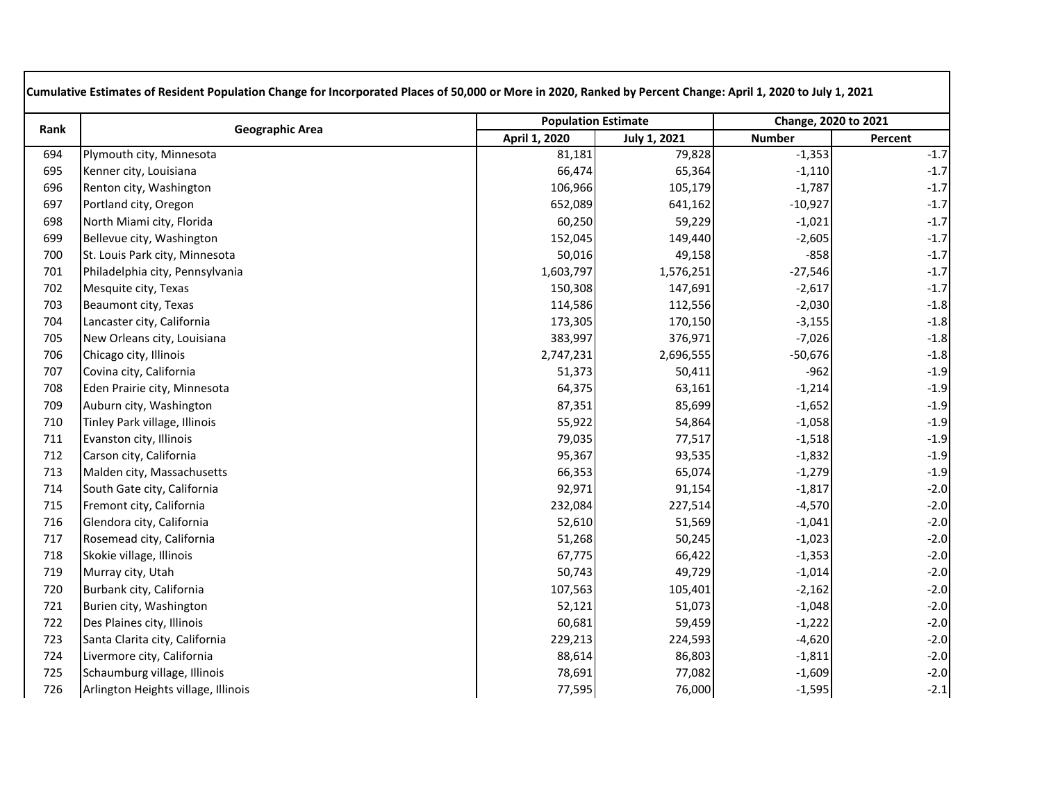**Cumulative Estimates of Resident Population Change for Incorporated Places of 50,000 or More in 2020, Ranked by Percent Change: April 1, 2020 to July 1, 2021**

| Rank | Geographic Area | Population Estimate | | Change, 2020 to 2021 | |
|---|---|---|---|---|---|
| | | April 1, 2020 | July 1, 2021 | Number | Percent |
| 694 | Plymouth city, Minnesota | 81,181 | 79,828 | -1,353 | -1.7 |
| 695 | Kenner city, Louisiana | 66,474 | 65,364 | -1,110 | -1.7 |
| 696 | Renton city, Washington | 106,966 | 105,179 | -1,787 | -1.7 |
| 697 | Portland city, Oregon | 652,089 | 641,162 | -10,927 | -1.7 |
| 698 | North Miami city, Florida | 60,250 | 59,229 | -1,021 | -1.7 |
| 699 | Bellevue city, Washington | 152,045 | 149,440 | -2,605 | -1.7 |
| 700 | St. Louis Park city, Minnesota | 50,016 | 49,158 | -858 | -1.7 |
| 701 | Philadelphia city, Pennsylvania | 1,603,797 | 1,576,251 | -27,546 | -1.7 |
| 702 | Mesquite city, Texas | 150,308 | 147,691 | -2,617 | -1.7 |
| 703 | Beaumont city, Texas | 114,586 | 112,556 | -2,030 | -1.8 |
| 704 | Lancaster city, California | 173,305 | 170,150 | -3,155 | -1.8 |
| 705 | New Orleans city, Louisiana | 383,997 | 376,971 | -7,026 | -1.8 |
| 706 | Chicago city, Illinois | 2,747,231 | 2,696,555 | -50,676 | -1.8 |
| 707 | Covina city, California | 51,373 | 50,411 | -962 | -1.9 |
| 708 | Eden Prairie city, Minnesota | 64,375 | 63,161 | -1,214 | -1.9 |
| 709 | Auburn city, Washington | 87,351 | 85,699 | -1,652 | -1.9 |
| 710 | Tinley Park village, Illinois | 55,922 | 54,864 | -1,058 | -1.9 |
| 711 | Evanston city, Illinois | 79,035 | 77,517 | -1,518 | -1.9 |
| 712 | Carson city, California | 95,367 | 93,535 | -1,832 | -1.9 |
| 713 | Malden city, Massachusetts | 66,353 | 65,074 | -1,279 | -1.9 |
| 714 | South Gate city, California | 92,971 | 91,154 | -1,817 | -2.0 |
| 715 | Fremont city, California | 232,084 | 227,514 | -4,570 | -2.0 |
| 716 | Glendora city, California | 52,610 | 51,569 | -1,041 | -2.0 |
| 717 | Rosemead city, California | 51,268 | 50,245 | -1,023 | -2.0 |
| 718 | Skokie village, Illinois | 67,775 | 66,422 | -1,353 | -2.0 |
| 719 | Murray city, Utah | 50,743 | 49,729 | -1,014 | -2.0 |
| 720 | Burbank city, California | 107,563 | 105,401 | -2,162 | -2.0 |
| 721 | Burien city, Washington | 52,121 | 51,073 | -1,048 | -2.0 |
| 722 | Des Plaines city, Illinois | 60,681 | 59,459 | -1,222 | -2.0 |
| 723 | Santa Clarita city, California | 229,213 | 224,593 | -4,620 | -2.0 |
| 724 | Livermore city, California | 88,614 | 86,803 | -1,811 | -2.0 |
| 725 | Schaumburg village, Illinois | 78,691 | 77,082 | -1,609 | -2.0 |
| 726 | Arlington Heights village, Illinois | 77,595 | 76,000 | -1,595 | -2.1 |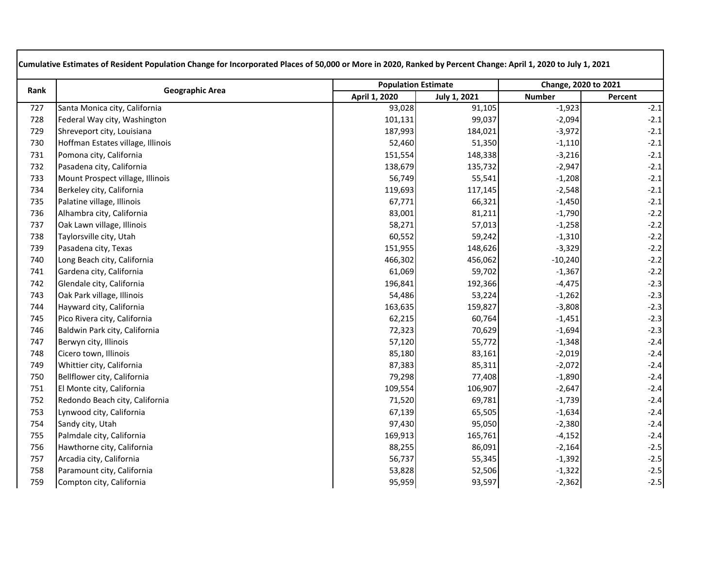**Cumulative Estimates of Resident Population Change for Incorporated Places of 50,000 or More in 2020, Ranked by Percent Change: April 1, 2020 to July 1, 2021**

| Rank | Geographic Area | Population Estimate | | Change, 2020 to 2021 | |
|---|---|---|---|---|---|
| | | April 1, 2020 | July 1, 2021 | Number | Percent |
| 727 | Santa Monica city, California | 93,028 | 91,105 | -1,923 | -2.1 |
| 728 | Federal Way city, Washington | 101,131 | 99,037 | -2,094 | -2.1 |
| 729 | Shreveport city, Louisiana | 187,993 | 184,021 | -3,972 | -2.1 |
| 730 | Hoffman Estates village, Illinois | 52,460 | 51,350 | -1,110 | -2.1 |
| 731 | Pomona city, California | 151,554 | 148,338 | -3,216 | -2.1 |
| 732 | Pasadena city, California | 138,679 | 135,732 | -2,947 | -2.1 |
| 733 | Mount Prospect village, Illinois | 56,749 | 55,541 | -1,208 | -2.1 |
| 734 | Berkeley city, California | 119,693 | 117,145 | -2,548 | -2.1 |
| 735 | Palatine village, Illinois | 67,771 | 66,321 | -1,450 | -2.1 |
| 736 | Alhambra city, California | 83,001 | 81,211 | -1,790 | -2.2 |
| 737 | Oak Lawn village, Illinois | 58,271 | 57,013 | -1,258 | -2.2 |
| 738 | Taylorsville city, Utah | 60,552 | 59,242 | -1,310 | -2.2 |
| 739 | Pasadena city, Texas | 151,955 | 148,626 | -3,329 | -2.2 |
| 740 | Long Beach city, California | 466,302 | 456,062 | -10,240 | -2.2 |
| 741 | Gardena city, California | 61,069 | 59,702 | -1,367 | -2.2 |
| 742 | Glendale city, California | 196,841 | 192,366 | -4,475 | -2.3 |
| 743 | Oak Park village, Illinois | 54,486 | 53,224 | -1,262 | -2.3 |
| 744 | Hayward city, California | 163,635 | 159,827 | -3,808 | -2.3 |
| 745 | Pico Rivera city, California | 62,215 | 60,764 | -1,451 | -2.3 |
| 746 | Baldwin Park city, California | 72,323 | 70,629 | -1,694 | -2.3 |
| 747 | Berwyn city, Illinois | 57,120 | 55,772 | -1,348 | -2.4 |
| 748 | Cicero town, Illinois | 85,180 | 83,161 | -2,019 | -2.4 |
| 749 | Whittier city, California | 87,383 | 85,311 | -2,072 | -2.4 |
| 750 | Bellflower city, California | 79,298 | 77,408 | -1,890 | -2.4 |
| 751 | El Monte city, California | 109,554 | 106,907 | -2,647 | -2.4 |
| 752 | Redondo Beach city, California | 71,520 | 69,781 | -1,739 | -2.4 |
| 753 | Lynwood city, California | 67,139 | 65,505 | -1,634 | -2.4 |
| 754 | Sandy city, Utah | 97,430 | 95,050 | -2,380 | -2.4 |
| 755 | Palmdale city, California | 169,913 | 165,761 | -4,152 | -2.4 |
| 756 | Hawthorne city, California | 88,255 | 86,091 | -2,164 | -2.5 |
| 757 | Arcadia city, California | 56,737 | 55,345 | -1,392 | -2.5 |
| 758 | Paramount city, California | 53,828 | 52,506 | -1,322 | -2.5 |
| 759 | Compton city, California | 95,959 | 93,597 | -2,362 | -2.5 |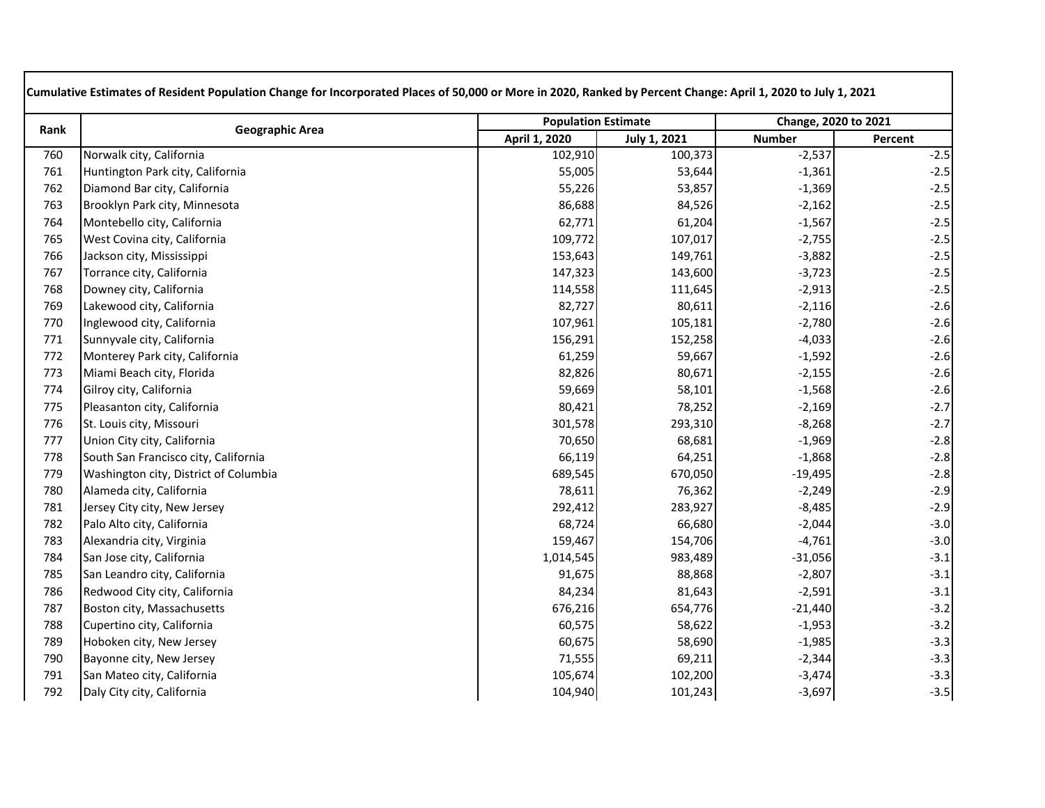**Cumulative Estimates of Resident Population Change for Incorporated Places of 50,000 or More in 2020, Ranked by Percent Change: April 1, 2020 to July 1, 2021**

| Rank | Geographic Area | Population Estimate | | Change, 2020 to 2021 | |
|---|---|---|---|---|---|
| | | April 1, 2020 | July 1, 2021 | Number | Percent |
| 760 | Norwalk city, California | 102,910 | 100,373 | -2,537 | -2.5 |
| 761 | Huntington Park city, California | 55,005 | 53,644 | -1,361 | -2.5 |
| 762 | Diamond Bar city, California | 55,226 | 53,857 | -1,369 | -2.5 |
| 763 | Brooklyn Park city, Minnesota | 86,688 | 84,526 | -2,162 | -2.5 |
| 764 | Montebello city, California | 62,771 | 61,204 | -1,567 | -2.5 |
| 765 | West Covina city, California | 109,772 | 107,017 | -2,755 | -2.5 |
| 766 | Jackson city, Mississippi | 153,643 | 149,761 | -3,882 | -2.5 |
| 767 | Torrance city, California | 147,323 | 143,600 | -3,723 | -2.5 |
| 768 | Downey city, California | 114,558 | 111,645 | -2,913 | -2.5 |
| 769 | Lakewood city, California | 82,727 | 80,611 | -2,116 | -2.6 |
| 770 | Inglewood city, California | 107,961 | 105,181 | -2,780 | -2.6 |
| 771 | Sunnyvale city, California | 156,291 | 152,258 | -4,033 | -2.6 |
| 772 | Monterey Park city, California | 61,259 | 59,667 | -1,592 | -2.6 |
| 773 | Miami Beach city, Florida | 82,826 | 80,671 | -2,155 | -2.6 |
| 774 | Gilroy city, California | 59,669 | 58,101 | -1,568 | -2.6 |
| 775 | Pleasanton city, California | 80,421 | 78,252 | -2,169 | -2.7 |
| 776 | St. Louis city, Missouri | 301,578 | 293,310 | -8,268 | -2.7 |
| 777 | Union City city, California | 70,650 | 68,681 | -1,969 | -2.8 |
| 778 | South San Francisco city, California | 66,119 | 64,251 | -1,868 | -2.8 |
| 779 | Washington city, District of Columbia | 689,545 | 670,050 | -19,495 | -2.8 |
| 780 | Alameda city, California | 78,611 | 76,362 | -2,249 | -2.9 |
| 781 | Jersey City city, New Jersey | 292,412 | 283,927 | -8,485 | -2.9 |
| 782 | Palo Alto city, California | 68,724 | 66,680 | -2,044 | -3.0 |
| 783 | Alexandria city, Virginia | 159,467 | 154,706 | -4,761 | -3.0 |
| 784 | San Jose city, California | 1,014,545 | 983,489 | -31,056 | -3.1 |
| 785 | San Leandro city, California | 91,675 | 88,868 | -2,807 | -3.1 |
| 786 | Redwood City city, California | 84,234 | 81,643 | -2,591 | -3.1 |
| 787 | Boston city, Massachusetts | 676,216 | 654,776 | -21,440 | -3.2 |
| 788 | Cupertino city, California | 60,575 | 58,622 | -1,953 | -3.2 |
| 789 | Hoboken city, New Jersey | 60,675 | 58,690 | -1,985 | -3.3 |
| 790 | Bayonne city, New Jersey | 71,555 | 69,211 | -2,344 | -3.3 |
| 791 | San Mateo city, California | 105,674 | 102,200 | -3,474 | -3.3 |
| 792 | Daly City city, California | 104,940 | 101,243 | -3,697 | -3.5 |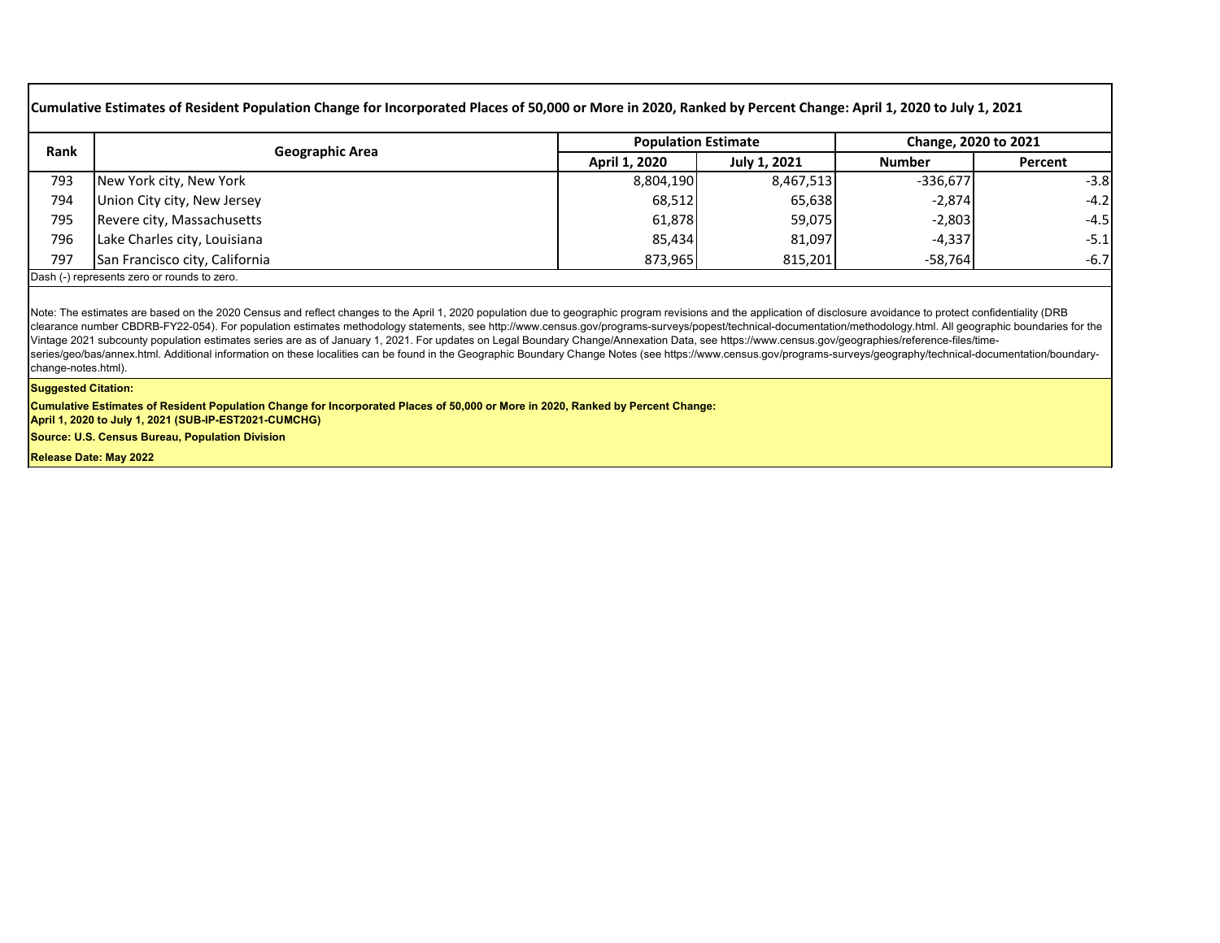**Cumulative Estimates of Resident Population Change for Incorporated Places of 50,000 or More in 2020, Ranked by Percent Change: April 1, 2020 to July 1, 2021**

| Rank | Geographic Area | Population Estimate | | Change, 2020 to 2021 | |
|---|---|---|---|---|---|
| | | April 1, 2020 | July 1, 2021 | Number | Percent |
| 793 | New York city, New York | 8,804,190 | 8,467,513 | -336,677 | -3.8 |
| 794 | Union City city, New Jersey | 68,512 | 65,638 | -2,874 | -4.2 |
| 795 | Revere city, Massachusetts | 61,878 | 59,075 | -2,803 | -4.5 |
| 796 | Lake Charles city, Louisiana | 85,434 | 81,097 | -4,337 | -5.1 |
| 797 | San Francisco city, California | 873,965 | 815,201 | -58,764 | -6.7 |

Dash (-) represents zero or rounds to zero.

Note: The estimates are based on the 2020 Census and reflect changes to the April 1, 2020 population due to geographic program revisions and the application of disclosure avoidance to protect confidentiality (DRB clearance number CBDRB-FY22-054). For population estimates methodology statements, see http://www.census.gov/programs-surveys/popest/technical-documentation/methodology.html. All geographic boundaries for the Vintage 2021 subcounty population estimates series are as of January 1, 2021. For updates on Legal Boundary Change/Annexation Data, see https://www.census.gov/geographies/reference-files/time-series/geo/bas/annex.html. Additional information on these localities can be found in the Geographic Boundary Change Notes (see https://www.census.gov/programs-surveys/geography/technical-documentation/boundary-change-notes.html).

**Suggested Citation:**

**Cumulative Estimates of Resident Population Change for Incorporated Places of 50,000 or More in 2020, Ranked by Percent Change: April 1, 2020 to July 1, 2021 (SUB-IP-EST2021-CUMCHG)**

**Source: U.S. Census Bureau, Population Division**

**Release Date: May 2022**